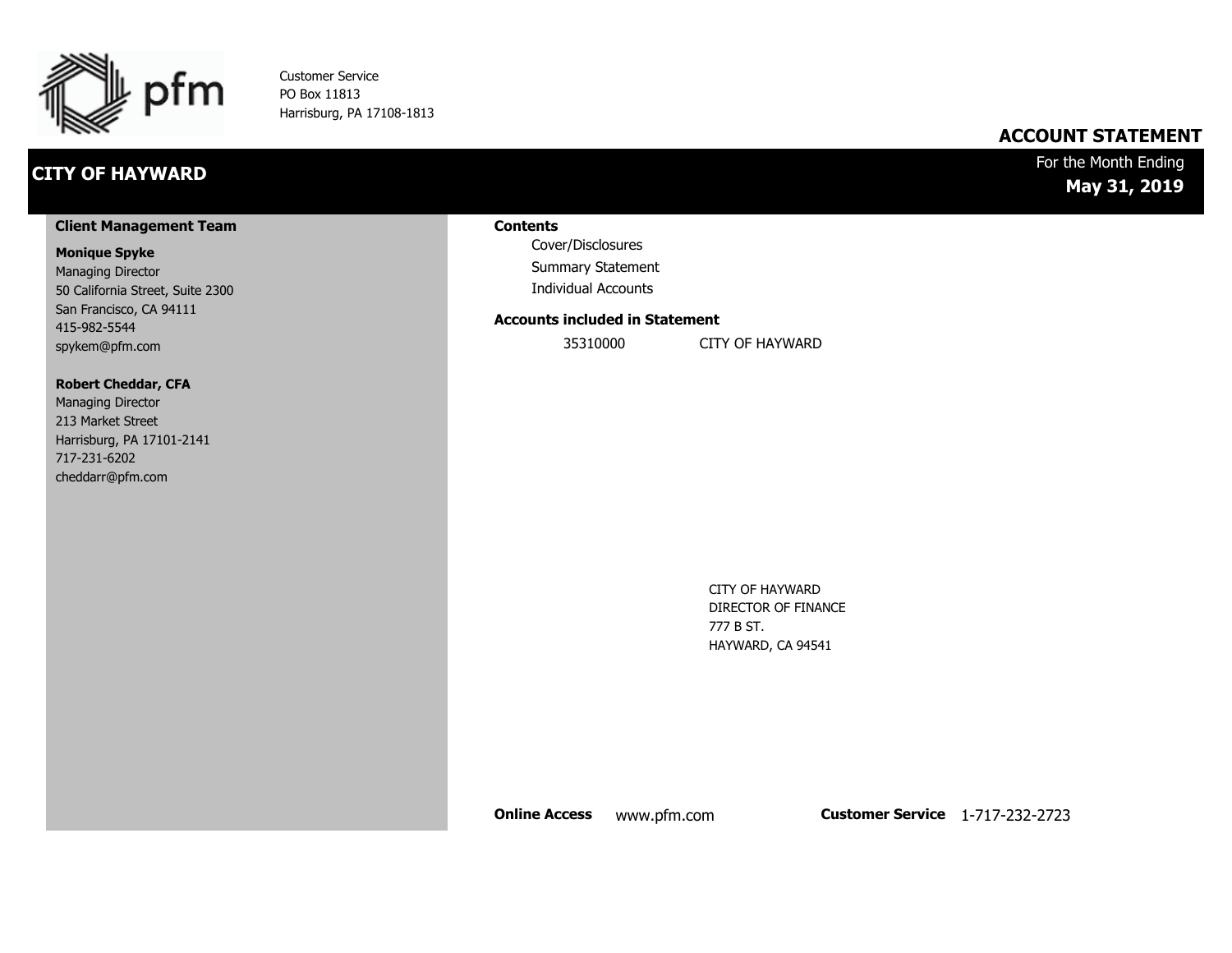pfm

Customer Service
PO Box 11813
Harrisburg, PA 17108-1813

## ACCOUNT STATEMENT

# CITY OF HAYWARD

For the Month Ending
**May 31, 2019**

### Client Management Team

**Monique Spyke**
Managing Director
50 California Street, Suite 2300
San Francisco, CA 94111
415-982-5544
spykem@pfm.com

**Robert Cheddar, CFA**
Managing Director
213 Market Street
Harrisburg, PA 17101-2141
717-231-6202
cheddarr@pfm.com

### Contents

- Cover/Disclosures
- Summary Statement
- Individual Accounts

### Accounts included in Statement

| | |
|---|---|
| 35310000 | CITY OF HAYWARD |

CITY OF HAYWARD
DIRECTOR OF FINANCE
777 B ST.
HAYWARD, CA 94541

**Online Access** www.pfm.com **Customer Service** 1-717-232-2723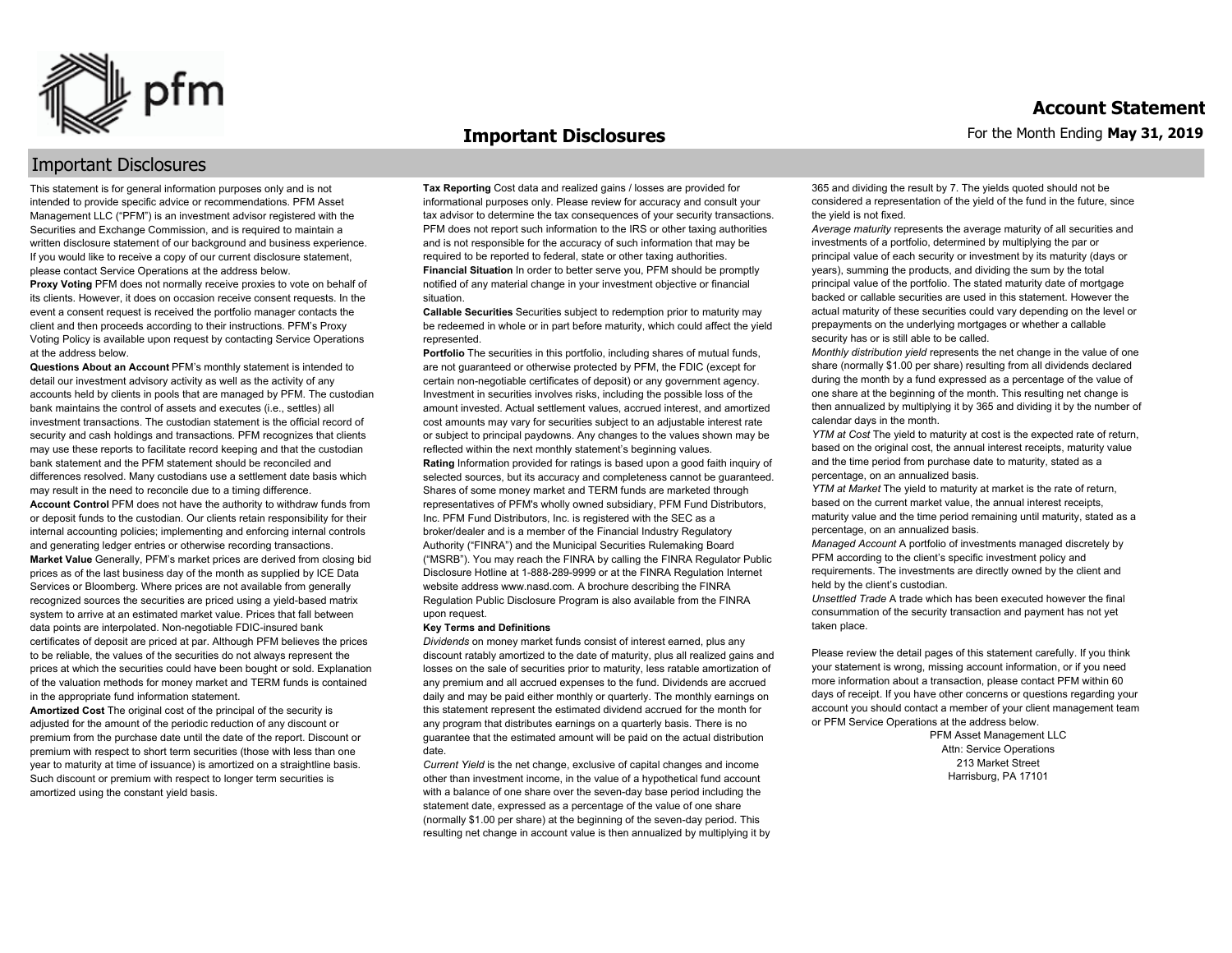# Important Disclosures

## Important Disclosures

This statement is for general information purposes only and is not intended to provide specific advice or recommendations. PFM Asset Management LLC ("PFM") is an investment advisor registered with the Securities and Exchange Commission, and is required to maintain a written disclosure statement of our background and business experience. If you would like to receive a copy of our current disclosure statement, please contact Service Operations at the address below.

**Proxy Voting** PFM does not normally receive proxies to vote on behalf of its clients. However, it does on occasion receive consent requests. In the event a consent request is received the portfolio manager contacts the client and then proceeds according to their instructions. PFM's Proxy Voting Policy is available upon request by contacting Service Operations at the address below.

**Questions About an Account** PFM's monthly statement is intended to detail our investment advisory activity as well as the activity of any accounts held by clients in pools that are managed by PFM. The custodian bank maintains the control of assets and executes (i.e., settles) all investment transactions. The custodian statement is the official record of security and cash holdings and transactions. PFM recognizes that clients may use these reports to facilitate record keeping and that the custodian bank statement and the PFM statement should be reconciled and differences resolved. Many custodians use a settlement date basis which may result in the need to reconcile due to a timing difference.

**Account Control** PFM does not have the authority to withdraw funds from or deposit funds to the custodian. Our clients retain responsibility for their internal accounting policies; implementing and enforcing internal controls and generating ledger entries or otherwise recording transactions.

**Market Value** Generally, PFM's market prices are derived from closing bid prices as of the last business day of the month as supplied by ICE Data Services or Bloomberg. Where prices are not available from generally recognized sources the securities are priced using a yield-based matrix system to arrive at an estimated market value. Prices that fall between data points are interpolated. Non-negotiable FDIC-insured bank certificates of deposit are priced at par. Although PFM believes the prices to be reliable, the values of the securities do not always represent the prices at which the securities could have been bought or sold. Explanation of the valuation methods for money market and TERM funds is contained in the appropriate fund information statement.

**Amortized Cost** The original cost of the principal of the security is adjusted for the amount of the periodic reduction of any discount or premium from the purchase date until the date of the report. Discount or premium with respect to short term securities (those with less than one year to maturity at time of issuance) is amortized on a straightline basis. Such discount or premium with respect to longer term securities is amortized using the constant yield basis.

**Tax Reporting** Cost data and realized gains / losses are provided for informational purposes only. Please review for accuracy and consult your tax advisor to determine the tax consequences of your security transactions. PFM does not report such information to the IRS or other taxing authorities and is not responsible for the accuracy of such information that may be required to be reported to federal, state or other taxing authorities.

**Financial Situation** In order to better serve you, PFM should be promptly notified of any material change in your investment objective or financial situation.

**Callable Securities** Securities subject to redemption prior to maturity may be redeemed in whole or in part before maturity, which could affect the yield represented.

**Portfolio** The securities in this portfolio, including shares of mutual funds, are not guaranteed or otherwise protected by PFM, the FDIC (except for certain non-negotiable certificates of deposit) or any government agency. Investment in securities involves risks, including the possible loss of the amount invested. Actual settlement values, accrued interest, and amortized cost amounts may vary for securities subject to an adjustable interest rate or subject to principal paydowns. Any changes to the values shown may be reflected within the next monthly statement's beginning values.

**Rating** Information provided for ratings is based upon a good faith inquiry of selected sources, but its accuracy and completeness cannot be guaranteed. Shares of some money market and TERM funds are marketed through representatives of PFM's wholly owned subsidiary, PFM Fund Distributors, Inc. PFM Fund Distributors, Inc. is registered with the SEC as a broker/dealer and is a member of the Financial Industry Regulatory Authority ("FINRA") and the Municipal Securities Rulemaking Board ("MSRB"). You may reach the FINRA by calling the FINRA Regulator Public Disclosure Hotline at 1-888-289-9999 or at the FINRA Regulation Internet website address www.nasd.com. A brochure describing the FINRA Regulation Public Disclosure Program is also available from the FINRA upon request.

**Key Terms and Definitions**

*Dividends* on money market funds consist of interest earned, plus any discount ratably amortized to the date of maturity, plus all realized gains and losses on the sale of securities prior to maturity, less ratable amortization of any premium and all accrued expenses to the fund. Dividends are accrued daily and may be paid either monthly or quarterly. The monthly earnings on this statement represent the estimated dividend accrued for the month for any program that distributes earnings on a quarterly basis. There is no guarantee that the estimated amount will be paid on the actual distribution date.

*Current Yield* is the net change, exclusive of capital changes and income other than investment income, in the value of a hypothetical fund account with a balance of one share over the seven-day base period including the statement date, expressed as a percentage of the value of one share (normally $1.00 per share) at the beginning of the seven-day period. This resulting net change in account value is then annualized by multiplying it by 365 and dividing the result by 7. The yields quoted should not be considered a representation of the yield of the fund in the future, since the yield is not fixed.

*Average maturity* represents the average maturity of all securities and investments of a portfolio, determined by multiplying the par or principal value of each security or investment by its maturity (days or years), summing the products, and dividing the sum by the total principal value of the portfolio. The stated maturity date of mortgage backed or callable securities are used in this statement. However the actual maturity of these securities could vary depending on the level or prepayments on the underlying mortgages or whether a callable security has or is still able to be called.

*Monthly distribution yield* represents the net change in the value of one share (normally $1.00 per share) resulting from all dividends declared during the month by a fund expressed as a percentage of the value of one share at the beginning of the month. This resulting net change is then annualized by multiplying it by 365 and dividing it by the number of calendar days in the month.

*YTM at Cost* The yield to maturity at cost is the expected rate of return, based on the original cost, the annual interest receipts, maturity value and the time period from purchase date to maturity, stated as a percentage, on an annualized basis.

*YTM at Market* The yield to maturity at market is the rate of return, based on the current market value, the annual interest receipts, maturity value and the time period remaining until maturity, stated as a percentage, on an annualized basis.

*Managed Account* A portfolio of investments managed discretely by PFM according to the client's specific investment policy and requirements. The investments are directly owned by the client and held by the client's custodian.

*Unsettled Trade* A trade which has been executed however the final consummation of the security transaction and payment has not yet taken place.

Please review the detail pages of this statement carefully. If you think your statement is wrong, missing account information, or if you need more information about a transaction, please contact PFM within 60 days of receipt. If you have other concerns or questions regarding your account you should contact a member of your client management team or PFM Service Operations at the address below.

PFM Asset Management LLC
Attn: Service Operations
213 Market Street
Harrisburg, PA 17101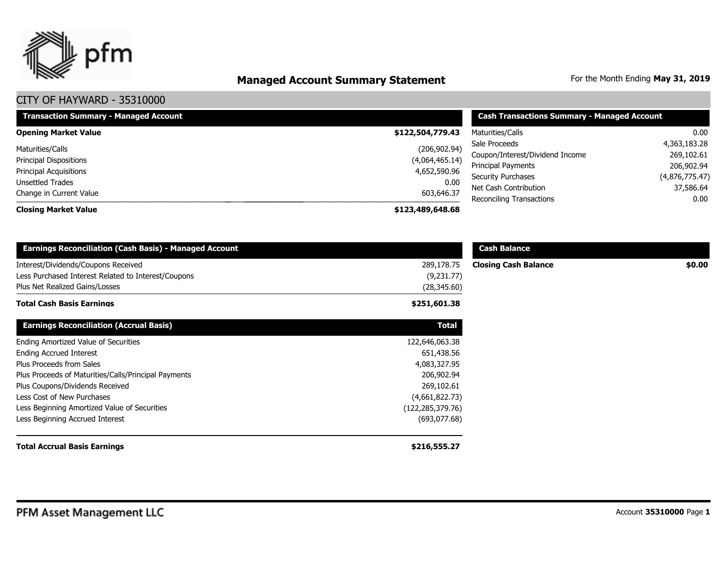# Managed Account Summary Statement

For the Month Ending **May 31, 2019**

## CITY OF HAYWARD - 35310000

| Transaction Summary - Managed Account | |
|---|---|
| **Opening Market Value** | **$122,504,779.43** |
| Maturities/Calls | (206,902.94) |
| Principal Dispositions | (4,064,465.14) |
| Principal Acquisitions | 4,652,590.96 |
| Unsettled Trades | 0.00 |
| Change in Current Value | 603,646.37 |
| **Closing Market Value** | **$123,489,648.68** |

| Cash Transactions Summary - Managed Account | |
|---|---|
| Maturities/Calls | 0.00 |
| Sale Proceeds | 4,363,183.28 |
| Coupon/Interest/Dividend Income | 269,102.61 |
| Principal Payments | 206,902.94 |
| Security Purchases | (4,876,775.47) |
| Net Cash Contribution | 37,586.64 |
| Reconciling Transactions | 0.00 |

| Earnings Reconciliation (Cash Basis) - Managed Account | |
|---|---|
| Interest/Dividends/Coupons Received | 289,178.75 |
| Less Purchased Interest Related to Interest/Coupons | (9,231.77) |
| Plus Net Realized Gains/Losses | (28,345.60) |
| **Total Cash Basis Earnings** | **$251,601.38** |

| Cash Balance | |
|---|---|
| **Closing Cash Balance** | **$0.00** |

| Earnings Reconciliation (Accrual Basis) | Total |
|---|---|
| Ending Amortized Value of Securities | 122,646,063.38 |
| Ending Accrued Interest | 651,438.56 |
| Plus Proceeds from Sales | 4,083,327.95 |
| Plus Proceeds of Maturities/Calls/Principal Payments | 206,902.94 |
| Plus Coupons/Dividends Received | 269,102.61 |
| Less Cost of New Purchases | (4,661,822.73) |
| Less Beginning Amortized Value of Securities | (122,285,379.76) |
| Less Beginning Accrued Interest | (693,077.68) |
| **Total Accrual Basis Earnings** | **$216,555.27** |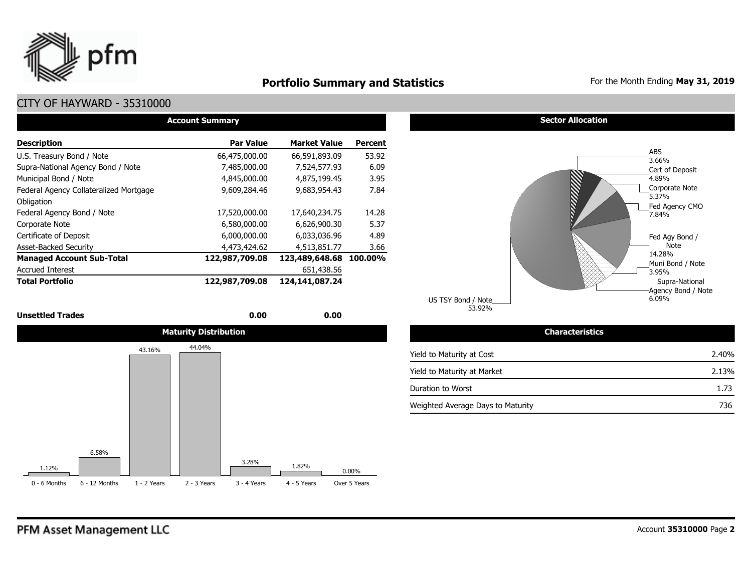# Portfolio Summary and Statistics

For the Month Ending **May 31, 2019**

## CITY OF HAYWARD - 35310000

### Account Summary

| Description | Par Value | Market Value | Percent |
|---|---|---|---|
| U.S. Treasury Bond / Note | 66,475,000.00 | 66,591,893.09 | 53.92 |
| Supra-National Agency Bond / Note | 7,485,000.00 | 7,524,577.93 | 6.09 |
| Municipal Bond / Note | 4,845,000.00 | 4,875,199.45 | 3.95 |
| Federal Agency Collateralized Mortgage Obligation | 9,609,284.46 | 9,683,954.43 | 7.84 |
| Federal Agency Bond / Note | 17,520,000.00 | 17,640,234.75 | 14.28 |
| Corporate Note | 6,580,000.00 | 6,626,900.30 | 5.37 |
| Certificate of Deposit | 6,000,000.00 | 6,033,036.96 | 4.89 |
| Asset-Backed Security | 4,473,424.62 | 4,513,851.77 | 3.66 |
| **Managed Account Sub-Total** | **122,987,709.08** | **123,489,648.68** | **100.00%** |
| Accrued Interest | | 651,438.56 | |
| **Total Portfolio** | **122,987,709.08** | **124,141,087.24** | |
| **Unsettled Trades** | **0.00** | **0.00** | |

### Sector Allocation

| Sector | Percent |
|---|---|
| ABS | 3.66% |
| Cert of Deposit | 4.89% |
| Corporate Note | 5.37% |
| Fed Agency CMO | 7.84% |
| Fed Agy Bond / Note | 14.28% |
| Muni Bond / Note | 3.95% |
| Supra-National Agency Bond / Note | 6.09% |
| US TSY Bond / Note | 53.92% |

### Maturity Distribution

| 0 - 6 Months | 6 - 12 Months | 1 - 2 Years | 2 - 3 Years | 3 - 4 Years | 4 - 5 Years | Over 5 Years |
|---|---|---|---|---|---|---|
| 1.12% | 6.58% | 43.16% | 44.04% | 3.28% | 1.82% | 0.00% |

### Characteristics

| Characteristic | Value |
|---|---|
| Yield to Maturity at Cost | 2.40% |
| Yield to Maturity at Market | 2.13% |
| Duration to Worst | 1.73 |
| Weighted Average Days to Maturity | 736 |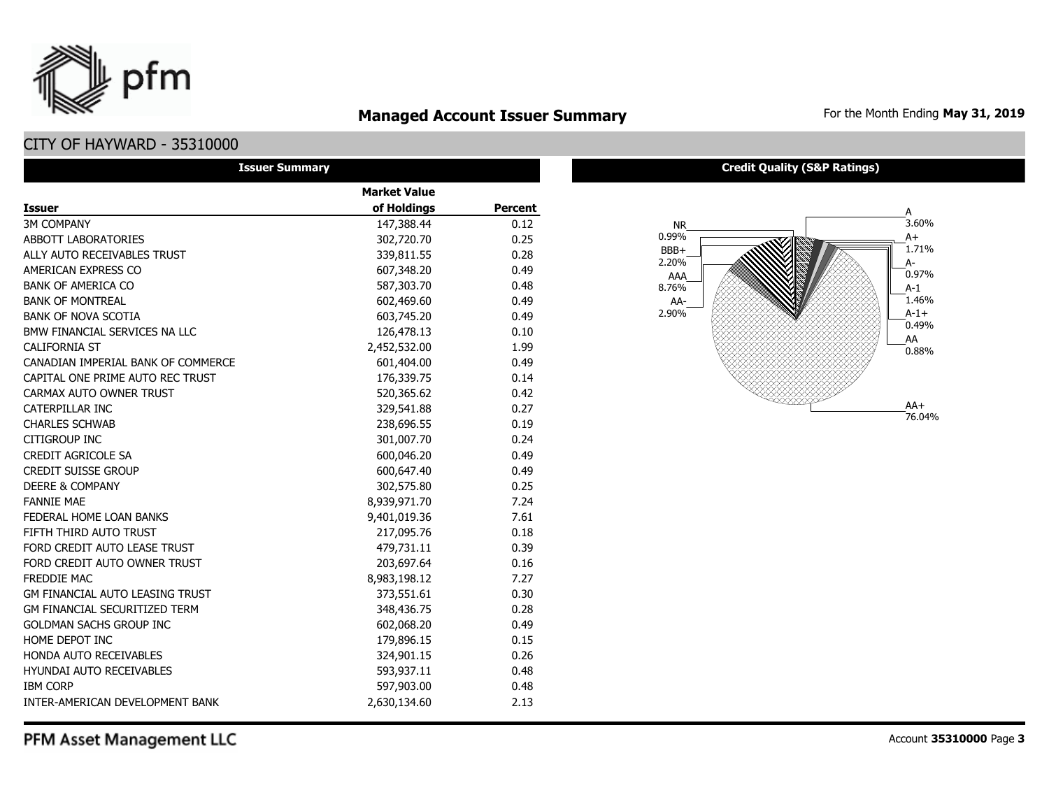# Managed Account Issuer Summary

For the Month Ending **May 31, 2019**

## CITY OF HAYWARD - 35310000

### Issuer Summary

| Issuer | Market Value of Holdings | Percent |
|---|---|---|
| 3M COMPANY | 147,388.44 | 0.12 |
| ABBOTT LABORATORIES | 302,720.70 | 0.25 |
| ALLY AUTO RECEIVABLES TRUST | 339,811.55 | 0.28 |
| AMERICAN EXPRESS CO | 607,348.20 | 0.49 |
| BANK OF AMERICA CO | 587,303.70 | 0.48 |
| BANK OF MONTREAL | 602,469.60 | 0.49 |
| BANK OF NOVA SCOTIA | 603,745.20 | 0.49 |
| BMW FINANCIAL SERVICES NA LLC | 126,478.13 | 0.10 |
| CALIFORNIA ST | 2,452,532.00 | 1.99 |
| CANADIAN IMPERIAL BANK OF COMMERCE | 601,404.00 | 0.49 |
| CAPITAL ONE PRIME AUTO REC TRUST | 176,339.75 | 0.14 |
| CARMAX AUTO OWNER TRUST | 520,365.62 | 0.42 |
| CATERPILLAR INC | 329,541.88 | 0.27 |
| CHARLES SCHWAB | 238,696.55 | 0.19 |
| CITIGROUP INC | 301,007.70 | 0.24 |
| CREDIT AGRICOLE SA | 600,046.20 | 0.49 |
| CREDIT SUISSE GROUP | 600,647.40 | 0.49 |
| DEERE & COMPANY | 302,575.80 | 0.25 |
| FANNIE MAE | 8,939,971.70 | 7.24 |
| FEDERAL HOME LOAN BANKS | 9,401,019.36 | 7.61 |
| FIFTH THIRD AUTO TRUST | 217,095.76 | 0.18 |
| FORD CREDIT AUTO LEASE TRUST | 479,731.11 | 0.39 |
| FORD CREDIT AUTO OWNER TRUST | 203,697.64 | 0.16 |
| FREDDIE MAC | 8,983,198.12 | 7.27 |
| GM FINANCIAL AUTO LEASING TRUST | 373,551.61 | 0.30 |
| GM FINANCIAL SECURITIZED TERM | 348,436.75 | 0.28 |
| GOLDMAN SACHS GROUP INC | 602,068.20 | 0.49 |
| HOME DEPOT INC | 179,896.15 | 0.15 |
| HONDA AUTO RECEIVABLES | 324,901.15 | 0.26 |
| HYUNDAI AUTO RECEIVABLES | 593,937.11 | 0.48 |
| IBM CORP | 597,903.00 | 0.48 |
| INTER-AMERICAN DEVELOPMENT BANK | 2,630,134.60 | 2.13 |

### Credit Quality (S&P Ratings)

| Rating | Percent |
|---|---|
| A | 3.60% |
| A+ | 1.71% |
| A- | 0.97% |
| A-1 | 1.46% |
| A-1+ | 0.49% |
| AA | 0.88% |
| AA+ | 76.04% |
| AA- | 2.90% |
| AAA | 8.76% |
| BBB+ | 2.20% |
| NR | 0.99% |

PFM Asset Management LLC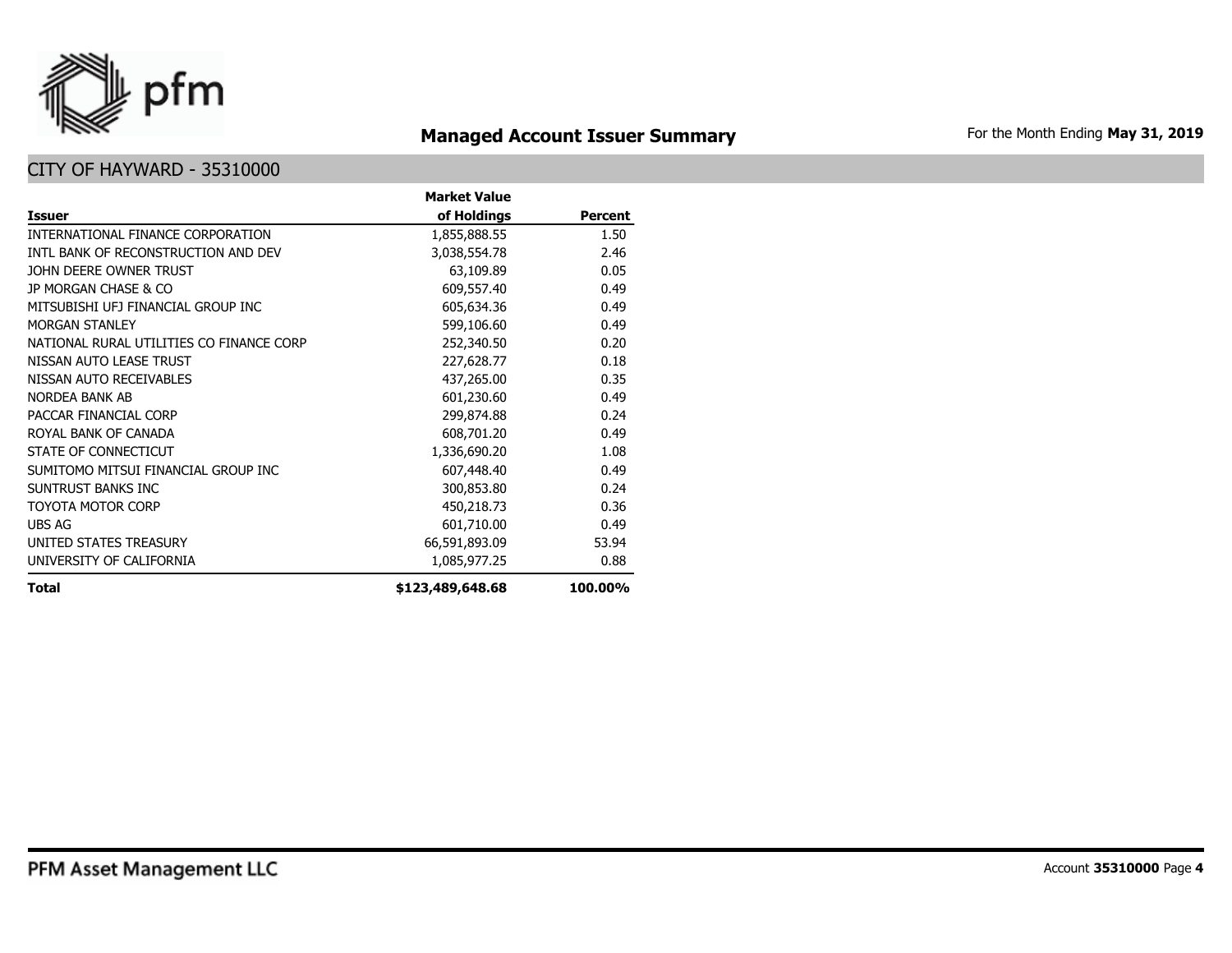## Managed Account Issuer Summary

For the Month Ending **May 31, 2019**

### CITY OF HAYWARD - 35310000

| Issuer | Market Value of Holdings | Percent |
|---|---:|---:|
| INTERNATIONAL FINANCE CORPORATION | 1,855,888.55 | 1.50 |
| INTL BANK OF RECONSTRUCTION AND DEV | 3,038,554.78 | 2.46 |
| JOHN DEERE OWNER TRUST | 63,109.89 | 0.05 |
| JP MORGAN CHASE & CO | 609,557.40 | 0.49 |
| MITSUBISHI UFJ FINANCIAL GROUP INC | 605,634.36 | 0.49 |
| MORGAN STANLEY | 599,106.60 | 0.49 |
| NATIONAL RURAL UTILITIES CO FINANCE CORP | 252,340.50 | 0.20 |
| NISSAN AUTO LEASE TRUST | 227,628.77 | 0.18 |
| NISSAN AUTO RECEIVABLES | 437,265.00 | 0.35 |
| NORDEA BANK AB | 601,230.60 | 0.49 |
| PACCAR FINANCIAL CORP | 299,874.88 | 0.24 |
| ROYAL BANK OF CANADA | 608,701.20 | 0.49 |
| STATE OF CONNECTICUT | 1,336,690.20 | 1.08 |
| SUMITOMO MITSUI FINANCIAL GROUP INC | 607,448.40 | 0.49 |
| SUNTRUST BANKS INC | 300,853.80 | 0.24 |
| TOYOTA MOTOR CORP | 450,218.73 | 0.36 |
| UBS AG | 601,710.00 | 0.49 |
| UNITED STATES TREASURY | 66,591,893.09 | 53.94 |
| UNIVERSITY OF CALIFORNIA | 1,085,977.25 | 0.88 |
| **Total** | **$123,489,648.68** | **100.00%** |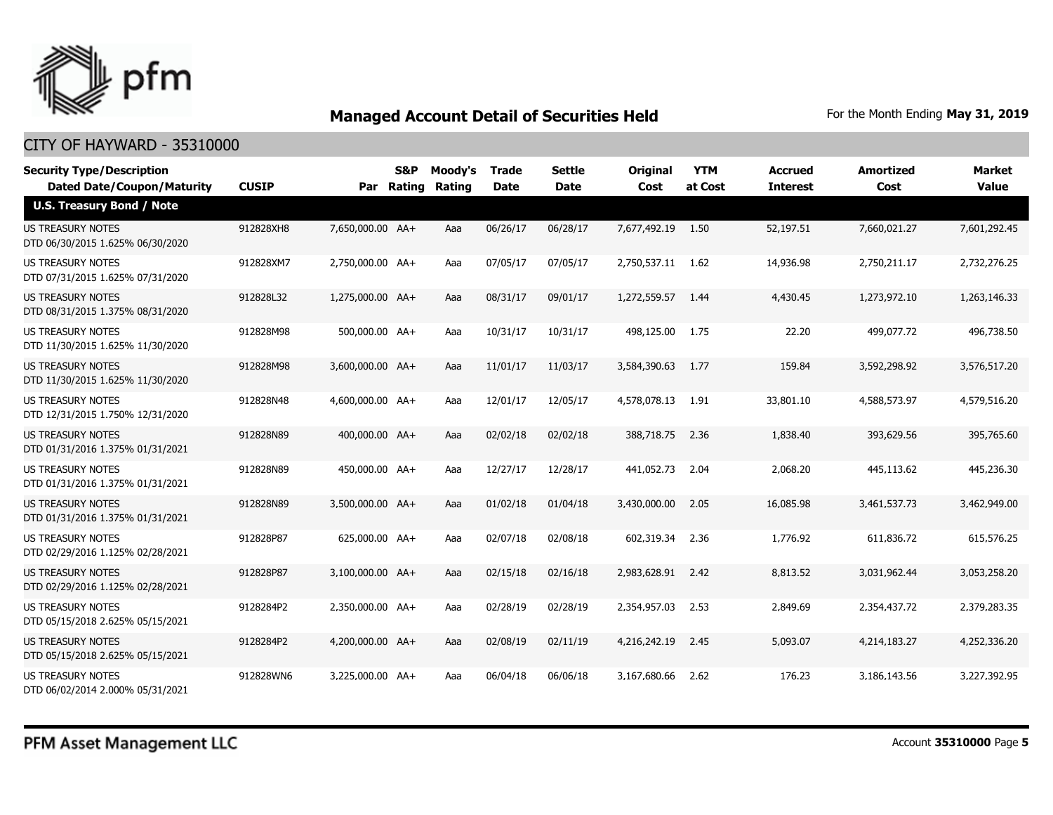# Managed Account Detail of Securities Held

For the Month Ending **May 31, 2019**

## CITY OF HAYWARD - 35310000

| Security Type/Description<br>Dated Date/Coupon/Maturity | CUSIP | Par | S&P Rating | Moody's Rating | Trade Date | Settle Date | Original Cost | YTM at Cost | Accrued Interest | Amortized Cost | Market Value |
|---|---|---|---|---|---|---|---|---|---|---|---|
| **U.S. Treasury Bond / Note** | | | | | | | | | | | |
| US TREASURY NOTES<br>DTD 06/30/2015 1.625% 06/30/2020 | 912828XH8 | 7,650,000.00 | AA+ | Aaa | 06/26/17 | 06/28/17 | 7,677,492.19 | 1.50 | 52,197.51 | 7,660,021.27 | 7,601,292.45 |
| US TREASURY NOTES<br>DTD 07/31/2015 1.625% 07/31/2020 | 912828XM7 | 2,750,000.00 | AA+ | Aaa | 07/05/17 | 07/05/17 | 2,750,537.11 | 1.62 | 14,936.98 | 2,750,211.17 | 2,732,276.25 |
| US TREASURY NOTES<br>DTD 08/31/2015 1.375% 08/31/2020 | 912828L32 | 1,275,000.00 | AA+ | Aaa | 08/31/17 | 09/01/17 | 1,272,559.57 | 1.44 | 4,430.45 | 1,273,972.10 | 1,263,146.33 |
| US TREASURY NOTES<br>DTD 11/30/2015 1.625% 11/30/2020 | 912828M98 | 500,000.00 | AA+ | Aaa | 10/31/17 | 10/31/17 | 498,125.00 | 1.75 | 22.20 | 499,077.72 | 496,738.50 |
| US TREASURY NOTES<br>DTD 11/30/2015 1.625% 11/30/2020 | 912828M98 | 3,600,000.00 | AA+ | Aaa | 11/01/17 | 11/03/17 | 3,584,390.63 | 1.77 | 159.84 | 3,592,298.92 | 3,576,517.20 |
| US TREASURY NOTES<br>DTD 12/31/2015 1.750% 12/31/2020 | 912828N48 | 4,600,000.00 | AA+ | Aaa | 12/01/17 | 12/05/17 | 4,578,078.13 | 1.91 | 33,801.10 | 4,588,573.97 | 4,579,516.20 |
| US TREASURY NOTES<br>DTD 01/31/2016 1.375% 01/31/2021 | 912828N89 | 400,000.00 | AA+ | Aaa | 02/02/18 | 02/02/18 | 388,718.75 | 2.36 | 1,838.40 | 393,629.56 | 395,765.60 |
| US TREASURY NOTES<br>DTD 01/31/2016 1.375% 01/31/2021 | 912828N89 | 450,000.00 | AA+ | Aaa | 12/27/17 | 12/28/17 | 441,052.73 | 2.04 | 2,068.20 | 445,113.62 | 445,236.30 |
| US TREASURY NOTES<br>DTD 01/31/2016 1.375% 01/31/2021 | 912828N89 | 3,500,000.00 | AA+ | Aaa | 01/02/18 | 01/04/18 | 3,430,000.00 | 2.05 | 16,085.98 | 3,461,537.73 | 3,462,949.00 |
| US TREASURY NOTES<br>DTD 02/29/2016 1.125% 02/28/2021 | 912828P87 | 625,000.00 | AA+ | Aaa | 02/07/18 | 02/08/18 | 602,319.34 | 2.36 | 1,776.92 | 611,836.72 | 615,576.25 |
| US TREASURY NOTES<br>DTD 02/29/2016 1.125% 02/28/2021 | 912828P87 | 3,100,000.00 | AA+ | Aaa | 02/15/18 | 02/16/18 | 2,983,628.91 | 2.42 | 8,813.52 | 3,031,962.44 | 3,053,258.20 |
| US TREASURY NOTES<br>DTD 05/15/2018 2.625% 05/15/2021 | 9128284P2 | 2,350,000.00 | AA+ | Aaa | 02/28/19 | 02/28/19 | 2,354,957.03 | 2.53 | 2,849.69 | 2,354,437.72 | 2,379,283.35 |
| US TREASURY NOTES<br>DTD 05/15/2018 2.625% 05/15/2021 | 9128284P2 | 4,200,000.00 | AA+ | Aaa | 02/08/19 | 02/11/19 | 4,216,242.19 | 2.45 | 5,093.07 | 4,214,183.27 | 4,252,336.20 |
| US TREASURY NOTES<br>DTD 06/02/2014 2.000% 05/31/2021 | 912828WN6 | 3,225,000.00 | AA+ | Aaa | 06/04/18 | 06/06/18 | 3,167,680.66 | 2.62 | 176.23 | 3,186,143.56 | 3,227,392.95 |

PFM Asset Management LLC

Account **35310000**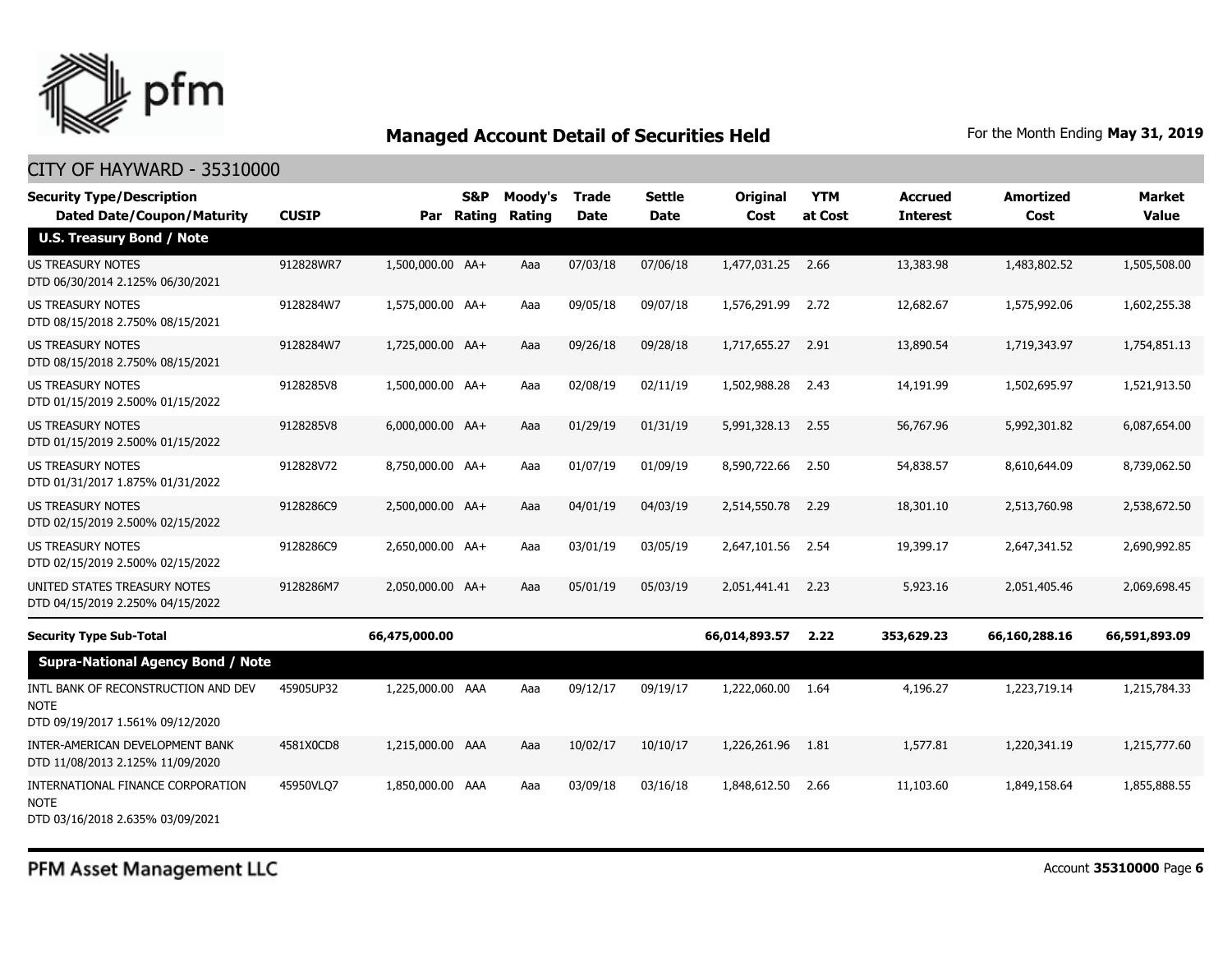## Managed Account Detail of Securities Held

For the Month Ending **May 31, 2019**

CITY OF HAYWARD - 35310000

| Security Type/Description Dated Date/Coupon/Maturity | CUSIP | Par | S&P Rating | Moody's Rating | Trade Date | Settle Date | Original Cost | YTM at Cost | Accrued Interest | Amortized Cost | Market Value |
|---|---|---|---|---|---|---|---|---|---|---|---|
| **U.S. Treasury Bond / Note** | | | | | | | | | | | |
| US TREASURY NOTES DTD 06/30/2014 2.125% 06/30/2021 | 912828WR7 | 1,500,000.00 | AA+ | Aaa | 07/03/18 | 07/06/18 | 1,477,031.25 | 2.66 | 13,383.98 | 1,483,802.52 | 1,505,508.00 |
| US TREASURY NOTES DTD 08/15/2018 2.750% 08/15/2021 | 9128284W7 | 1,575,000.00 | AA+ | Aaa | 09/05/18 | 09/07/18 | 1,576,291.99 | 2.72 | 12,682.67 | 1,575,992.06 | 1,602,255.38 |
| US TREASURY NOTES DTD 08/15/2018 2.750% 08/15/2021 | 9128284W7 | 1,725,000.00 | AA+ | Aaa | 09/26/18 | 09/28/18 | 1,717,655.27 | 2.91 | 13,890.54 | 1,719,343.97 | 1,754,851.13 |
| US TREASURY NOTES DTD 01/15/2019 2.500% 01/15/2022 | 9128285V8 | 1,500,000.00 | AA+ | Aaa | 02/08/19 | 02/11/19 | 1,502,988.28 | 2.43 | 14,191.99 | 1,502,695.97 | 1,521,913.50 |
| US TREASURY NOTES DTD 01/15/2019 2.500% 01/15/2022 | 9128285V8 | 6,000,000.00 | AA+ | Aaa | 01/29/19 | 01/31/19 | 5,991,328.13 | 2.55 | 56,767.96 | 5,992,301.82 | 6,087,654.00 |
| US TREASURY NOTES DTD 01/31/2017 1.875% 01/31/2022 | 912828V72 | 8,750,000.00 | AA+ | Aaa | 01/07/19 | 01/09/19 | 8,590,722.66 | 2.50 | 54,838.57 | 8,610,644.09 | 8,739,062.50 |
| US TREASURY NOTES DTD 02/15/2019 2.500% 02/15/2022 | 9128286C9 | 2,500,000.00 | AA+ | Aaa | 04/01/19 | 04/03/19 | 2,514,550.78 | 2.29 | 18,301.10 | 2,513,760.98 | 2,538,672.50 |
| US TREASURY NOTES DTD 02/15/2019 2.500% 02/15/2022 | 9128286C9 | 2,650,000.00 | AA+ | Aaa | 03/01/19 | 03/05/19 | 2,647,101.56 | 2.54 | 19,399.17 | 2,647,341.52 | 2,690,992.85 |
| UNITED STATES TREASURY NOTES DTD 04/15/2019 2.250% 04/15/2022 | 9128286M7 | 2,050,000.00 | AA+ | Aaa | 05/01/19 | 05/03/19 | 2,051,441.41 | 2.23 | 5,923.16 | 2,051,405.46 | 2,069,698.45 |
| **Security Type Sub-Total** | | **66,475,000.00** | | | | | **66,014,893.57** | **2.22** | **353,629.23** | **66,160,288.16** | **66,591,893.09** |
| **Supra-National Agency Bond / Note** | | | | | | | | | | | |
| INTL BANK OF RECONSTRUCTION AND DEV NOTE DTD 09/19/2017 1.561% 09/12/2020 | 45905UP32 | 1,225,000.00 | AAA | Aaa | 09/12/17 | 09/19/17 | 1,222,060.00 | 1.64 | 4,196.27 | 1,223,719.14 | 1,215,784.33 |
| INTER-AMERICAN DEVELOPMENT BANK DTD 11/08/2013 2.125% 11/09/2020 | 4581X0CD8 | 1,215,000.00 | AAA | Aaa | 10/02/17 | 10/10/17 | 1,226,261.96 | 1.81 | 1,577.81 | 1,220,341.19 | 1,215,777.60 |
| INTERNATIONAL FINANCE CORPORATION NOTE DTD 03/16/2018 2.635% 03/09/2021 | 45950VLQ7 | 1,850,000.00 | AAA | Aaa | 03/09/18 | 03/16/18 | 1,848,612.50 | 2.66 | 11,103.60 | 1,849,158.64 | 1,855,888.55 |

PFM Asset Management LLC

Account **35310000**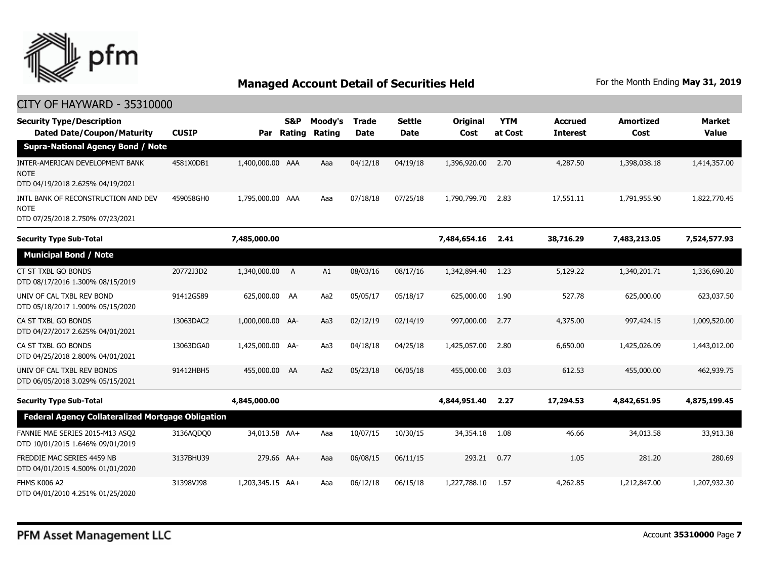## Managed Account Detail of Securities Held

For the Month Ending **May 31, 2019**

CITY OF HAYWARD - 35310000

| Security Type/Description<br>Dated Date/Coupon/Maturity | CUSIP | Par | S&P Rating | Moody's Rating | Trade Date | Settle Date | Original Cost | YTM at Cost | Accrued Interest | Amortized Cost | Market Value |
|---|---|---|---|---|---|---|---|---|---|---|---|
| **Supra-National Agency Bond / Note** | | | | | | | | | | | |
| INTER-AMERICAN DEVELOPMENT BANK NOTE<br>DTD 04/19/2018 2.625% 04/19/2021 | 4581X0DB1 | 1,400,000.00 | AAA | Aaa | 04/12/18 | 04/19/18 | 1,396,920.00 | 2.70 | 4,287.50 | 1,398,038.18 | 1,414,357.00 |
| INTL BANK OF RECONSTRUCTION AND DEV NOTE<br>DTD 07/25/2018 2.750% 07/23/2021 | 459058GH0 | 1,795,000.00 | AAA | Aaa | 07/18/18 | 07/25/18 | 1,790,799.70 | 2.83 | 17,551.11 | 1,791,955.90 | 1,822,770.45 |
| **Security Type Sub-Total** | | **7,485,000.00** | | | | | **7,484,654.16** | **2.41** | **38,716.29** | **7,483,213.05** | **7,524,577.93** |
| **Municipal Bond / Note** | | | | | | | | | | | |
| CT ST TXBL GO BONDS<br>DTD 08/17/2016 1.300% 08/15/2019 | 20772J3D2 | 1,340,000.00 | A | A1 | 08/03/16 | 08/17/16 | 1,342,894.40 | 1.23 | 5,129.22 | 1,340,201.71 | 1,336,690.20 |
| UNIV OF CAL TXBL REV BOND<br>DTD 05/18/2017 1.900% 05/15/2020 | 91412GS89 | 625,000.00 | AA | Aa2 | 05/05/17 | 05/18/17 | 625,000.00 | 1.90 | 527.78 | 625,000.00 | 623,037.50 |
| CA ST TXBL GO BONDS<br>DTD 04/27/2017 2.625% 04/01/2021 | 13063DAC2 | 1,000,000.00 | AA- | Aa3 | 02/12/19 | 02/14/19 | 997,000.00 | 2.77 | 4,375.00 | 997,424.15 | 1,009,520.00 |
| CA ST TXBL GO BONDS<br>DTD 04/25/2018 2.800% 04/01/2021 | 13063DGA0 | 1,425,000.00 | AA- | Aa3 | 04/18/18 | 04/25/18 | 1,425,057.00 | 2.80 | 6,650.00 | 1,425,026.09 | 1,443,012.00 |
| UNIV OF CAL TXBL REV BONDS<br>DTD 06/05/2018 3.029% 05/15/2021 | 91412HBH5 | 455,000.00 | AA | Aa2 | 05/23/18 | 06/05/18 | 455,000.00 | 3.03 | 612.53 | 455,000.00 | 462,939.75 |
| **Security Type Sub-Total** | | **4,845,000.00** | | | | | **4,844,951.40** | **2.27** | **17,294.53** | **4,842,651.95** | **4,875,199.45** |
| **Federal Agency Collateralized Mortgage Obligation** | | | | | | | | | | | |
| FANNIE MAE SERIES 2015-M13 ASQ2<br>DTD 10/01/2015 1.646% 09/01/2019 | 3136AQDQ0 | 34,013.58 | AA+ | Aaa | 10/07/15 | 10/30/15 | 34,354.18 | 1.08 | 46.66 | 34,013.58 | 33,913.38 |
| FREDDIE MAC SERIES 4459 NB<br>DTD 04/01/2015 4.500% 01/01/2020 | 3137BHU39 | 279.66 | AA+ | Aaa | 06/08/15 | 06/11/15 | 293.21 | 0.77 | 1.05 | 281.20 | 280.69 |
| FHMS K006 A2<br>DTD 04/01/2010 4.251% 01/25/2020 | 31398VJ98 | 1,203,345.15 | AA+ | Aaa | 06/12/18 | 06/15/18 | 1,227,788.10 | 1.57 | 4,262.85 | 1,212,847.00 | 1,207,932.30 |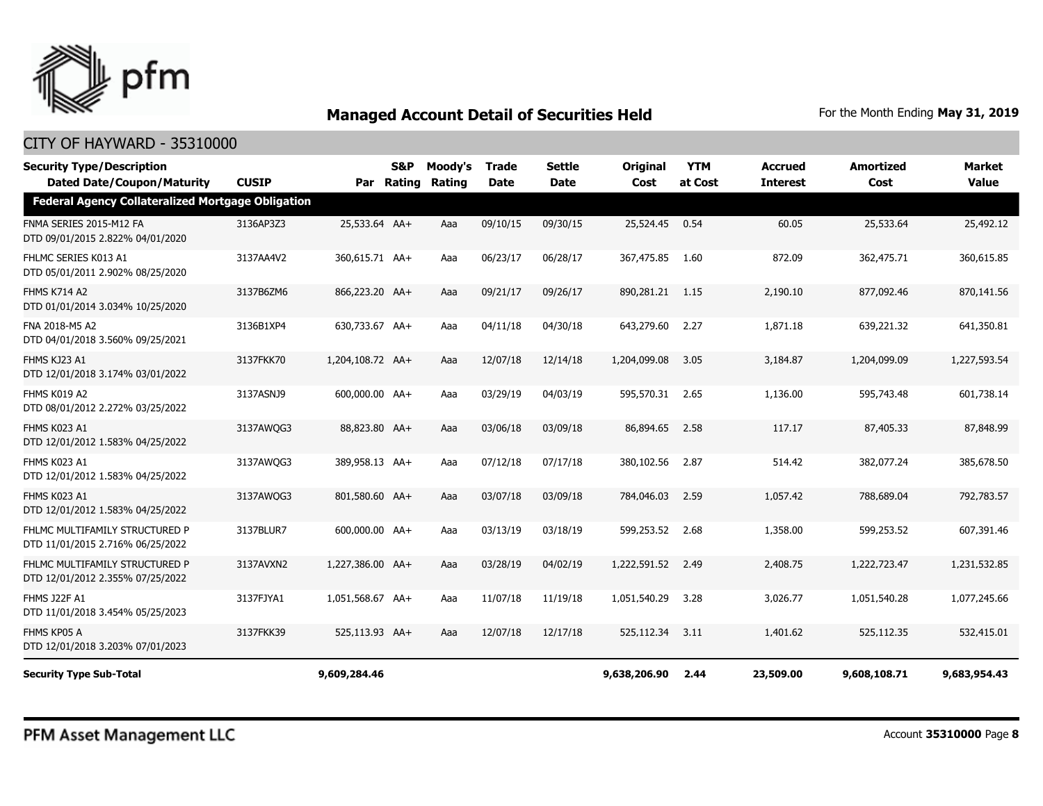## Managed Account Detail of Securities Held

For the Month Ending **May 31, 2019**

### CITY OF HAYWARD - 35310000

| Security Type/Description<br>Dated Date/Coupon/Maturity | CUSIP | Par | S&P Rating | Moody's Rating | Trade Date | Settle Date | Original Cost | YTM at Cost | Accrued Interest | Amortized Cost | Market Value |
|---|---|---|---|---|---|---|---|---|---|---|---|
| **Federal Agency Collateralized Mortgage Obligation** | | | | | | | | | | | |
| FNMA SERIES 2015-M12 FA<br>DTD 09/01/2015 2.822% 04/01/2020 | 3136AP3Z3 | 25,533.64 | AA+ | Aaa | 09/10/15 | 09/30/15 | 25,524.45 | 0.54 | 60.05 | 25,533.64 | 25,492.12 |
| FHLMC SERIES K013 A1<br>DTD 05/01/2011 2.902% 08/25/2020 | 3137AA4V2 | 360,615.71 | AA+ | Aaa | 06/23/17 | 06/28/17 | 367,475.85 | 1.60 | 872.09 | 362,475.71 | 360,615.85 |
| FHMS K714 A2<br>DTD 01/01/2014 3.034% 10/25/2020 | 3137B6ZM6 | 866,223.20 | AA+ | Aaa | 09/21/17 | 09/26/17 | 890,281.21 | 1.15 | 2,190.10 | 877,092.46 | 870,141.56 |
| FNA 2018-M5 A2<br>DTD 04/01/2018 3.560% 09/25/2021 | 3136B1XP4 | 630,733.67 | AA+ | Aaa | 04/11/18 | 04/30/18 | 643,279.60 | 2.27 | 1,871.18 | 639,221.32 | 641,350.81 |
| FHMS KJ23 A1<br>DTD 12/01/2018 3.174% 03/01/2022 | 3137FKK70 | 1,204,108.72 | AA+ | Aaa | 12/07/18 | 12/14/18 | 1,204,099.08 | 3.05 | 3,184.87 | 1,204,099.09 | 1,227,593.54 |
| FHMS K019 A2<br>DTD 08/01/2012 2.272% 03/25/2022 | 3137ASNJ9 | 600,000.00 | AA+ | Aaa | 03/29/19 | 04/03/19 | 595,570.31 | 2.65 | 1,136.00 | 595,743.48 | 601,738.14 |
| FHMS K023 A1<br>DTD 12/01/2012 1.583% 04/25/2022 | 3137AWQG3 | 88,823.80 | AA+ | Aaa | 03/06/18 | 03/09/18 | 86,894.65 | 2.58 | 117.17 | 87,405.33 | 87,848.99 |
| FHMS K023 A1<br>DTD 12/01/2012 1.583% 04/25/2022 | 3137AWQG3 | 389,958.13 | AA+ | Aaa | 07/12/18 | 07/17/18 | 380,102.56 | 2.87 | 514.42 | 382,077.24 | 385,678.50 |
| FHMS K023 A1<br>DTD 12/01/2012 1.583% 04/25/2022 | 3137AWQG3 | 801,580.60 | AA+ | Aaa | 03/07/18 | 03/09/18 | 784,046.03 | 2.59 | 1,057.42 | 788,689.04 | 792,783.57 |
| FHLMC MULTIFAMILY STRUCTURED P<br>DTD 11/01/2015 2.716% 06/25/2022 | 3137BLUR7 | 600,000.00 | AA+ | Aaa | 03/13/19 | 03/18/19 | 599,253.52 | 2.68 | 1,358.00 | 599,253.52 | 607,391.46 |
| FHLMC MULTIFAMILY STRUCTURED P<br>DTD 12/01/2012 2.355% 07/25/2022 | 3137AVXN2 | 1,227,386.00 | AA+ | Aaa | 03/28/19 | 04/02/19 | 1,222,591.52 | 2.49 | 2,408.75 | 1,222,723.47 | 1,231,532.85 |
| FHMS J22F A1<br>DTD 11/01/2018 3.454% 05/25/2023 | 3137FJYA1 | 1,051,568.67 | AA+ | Aaa | 11/07/18 | 11/19/18 | 1,051,540.29 | 3.28 | 3,026.77 | 1,051,540.28 | 1,077,245.66 |
| FHMS KP05 A<br>DTD 12/01/2018 3.203% 07/01/2023 | 3137FKK39 | 525,113.93 | AA+ | Aaa | 12/07/18 | 12/17/18 | 525,112.34 | 3.11 | 1,401.62 | 525,112.35 | 532,415.01 |
| **Security Type Sub-Total** | | **9,609,284.46** | | | | | **9,638,206.90** | **2.44** | **23,509.00** | **9,608,108.71** | **9,683,954.43** |

PFM Asset Management LLC

Account **35310000**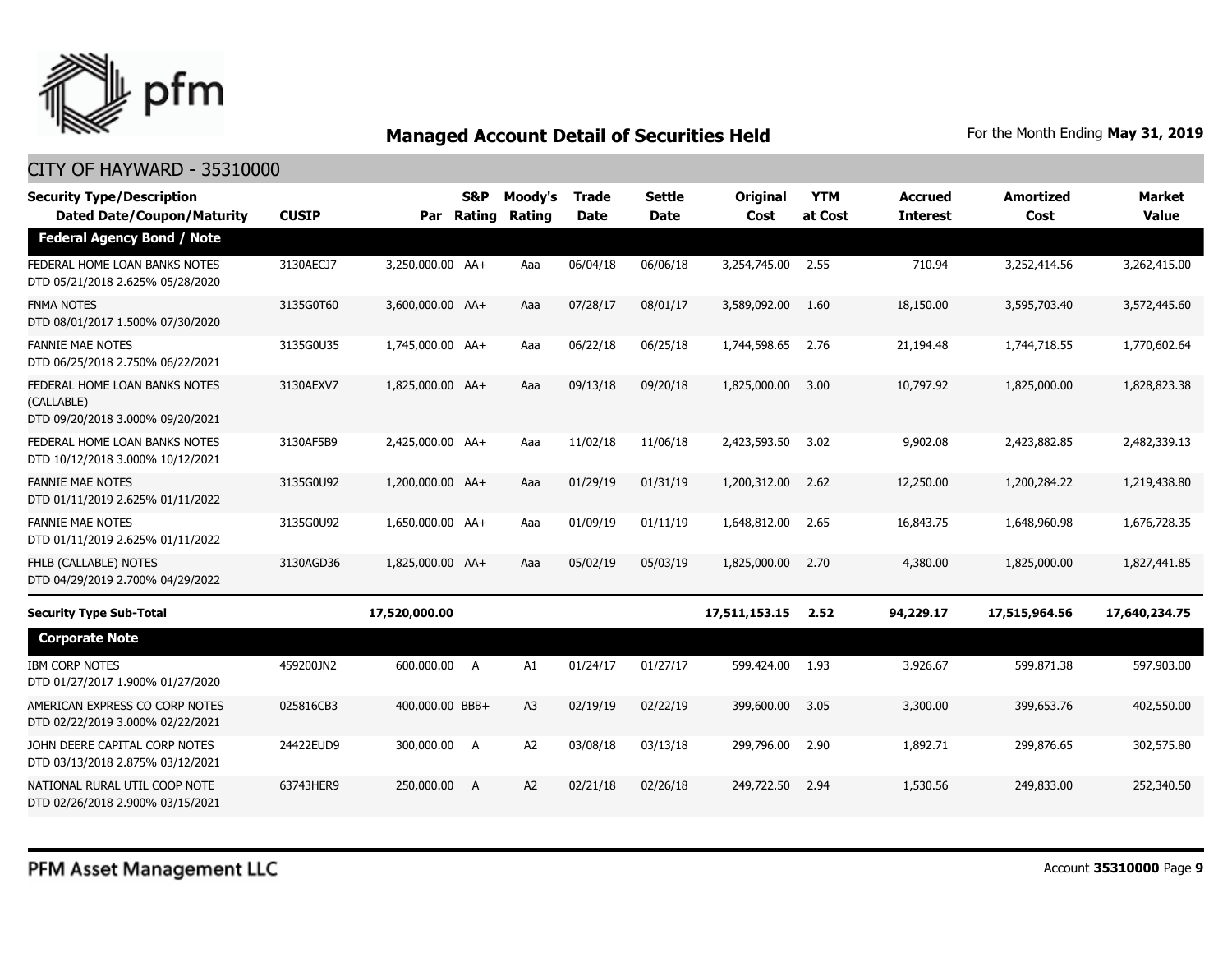# Managed Account Detail of Securities Held

For the Month Ending **May 31, 2019**

CITY OF HAYWARD - 35310000

| Security Type/Description Dated Date/Coupon/Maturity | CUSIP | Par | S&P Rating | Moody's Rating | Trade Date | Settle Date | Original Cost | YTM at Cost | Accrued Interest | Amortized Cost | Market Value |
|---|---|---|---|---|---|---|---|---|---|---|---|
| **Federal Agency Bond / Note** | | | | | | | | | | | |
| FEDERAL HOME LOAN BANKS NOTES DTD 05/21/2018 2.625% 05/28/2020 | 3130AECJ7 | 3,250,000.00 | AA+ | Aaa | 06/04/18 | 06/06/18 | 3,254,745.00 | 2.55 | 710.94 | 3,252,414.56 | 3,262,415.00 |
| FNMA NOTES DTD 08/01/2017 1.500% 07/30/2020 | 3135G0T60 | 3,600,000.00 | AA+ | Aaa | 07/28/17 | 08/01/17 | 3,589,092.00 | 1.60 | 18,150.00 | 3,595,703.40 | 3,572,445.60 |
| FANNIE MAE NOTES DTD 06/25/2018 2.750% 06/22/2021 | 3135G0U35 | 1,745,000.00 | AA+ | Aaa | 06/22/18 | 06/25/18 | 1,744,598.65 | 2.76 | 21,194.48 | 1,744,718.55 | 1,770,602.64 |
| FEDERAL HOME LOAN BANKS NOTES (CALLABLE) DTD 09/20/2018 3.000% 09/20/2021 | 3130AEXV7 | 1,825,000.00 | AA+ | Aaa | 09/13/18 | 09/20/18 | 1,825,000.00 | 3.00 | 10,797.92 | 1,825,000.00 | 1,828,823.38 |
| FEDERAL HOME LOAN BANKS NOTES DTD 10/12/2018 3.000% 10/12/2021 | 3130AF5B9 | 2,425,000.00 | AA+ | Aaa | 11/02/18 | 11/06/18 | 2,423,593.50 | 3.02 | 9,902.08 | 2,423,882.85 | 2,482,339.13 |
| FANNIE MAE NOTES DTD 01/11/2019 2.625% 01/11/2022 | 3135G0U92 | 1,200,000.00 | AA+ | Aaa | 01/29/19 | 01/31/19 | 1,200,312.00 | 2.62 | 12,250.00 | 1,200,284.22 | 1,219,438.80 |
| FANNIE MAE NOTES DTD 01/11/2019 2.625% 01/11/2022 | 3135G0U92 | 1,650,000.00 | AA+ | Aaa | 01/09/19 | 01/11/19 | 1,648,812.00 | 2.65 | 16,843.75 | 1,648,960.98 | 1,676,728.35 |
| FHLB (CALLABLE) NOTES DTD 04/29/2019 2.700% 04/29/2022 | 3130AGD36 | 1,825,000.00 | AA+ | Aaa | 05/02/19 | 05/03/19 | 1,825,000.00 | 2.70 | 4,380.00 | 1,825,000.00 | 1,827,441.85 |
| **Security Type Sub-Total** | | **17,520,000.00** | | | | | **17,511,153.15** | **2.52** | **94,229.17** | **17,515,964.56** | **17,640,234.75** |
| **Corporate Note** | | | | | | | | | | | |
| IBM CORP NOTES DTD 01/27/2017 1.900% 01/27/2020 | 459200JN2 | 600,000.00 | A | A1 | 01/24/17 | 01/27/17 | 599,424.00 | 1.93 | 3,926.67 | 599,871.38 | 597,903.00 |
| AMERICAN EXPRESS CO CORP NOTES DTD 02/22/2019 3.000% 02/22/2021 | 025816CB3 | 400,000.00 | BBB+ | A3 | 02/19/19 | 02/22/19 | 399,600.00 | 3.05 | 3,300.00 | 399,653.76 | 402,550.00 |
| JOHN DEERE CAPITAL CORP NOTES DTD 03/13/2018 2.875% 03/12/2021 | 24422EUD9 | 300,000.00 | A | A2 | 03/08/18 | 03/13/18 | 299,796.00 | 2.90 | 1,892.71 | 299,876.65 | 302,575.80 |
| NATIONAL RURAL UTIL COOP NOTE DTD 02/26/2018 2.900% 03/15/2021 | 63743HER9 | 250,000.00 | A | A2 | 02/21/18 | 02/26/18 | 249,722.50 | 2.94 | 1,530.56 | 249,833.00 | 252,340.50 |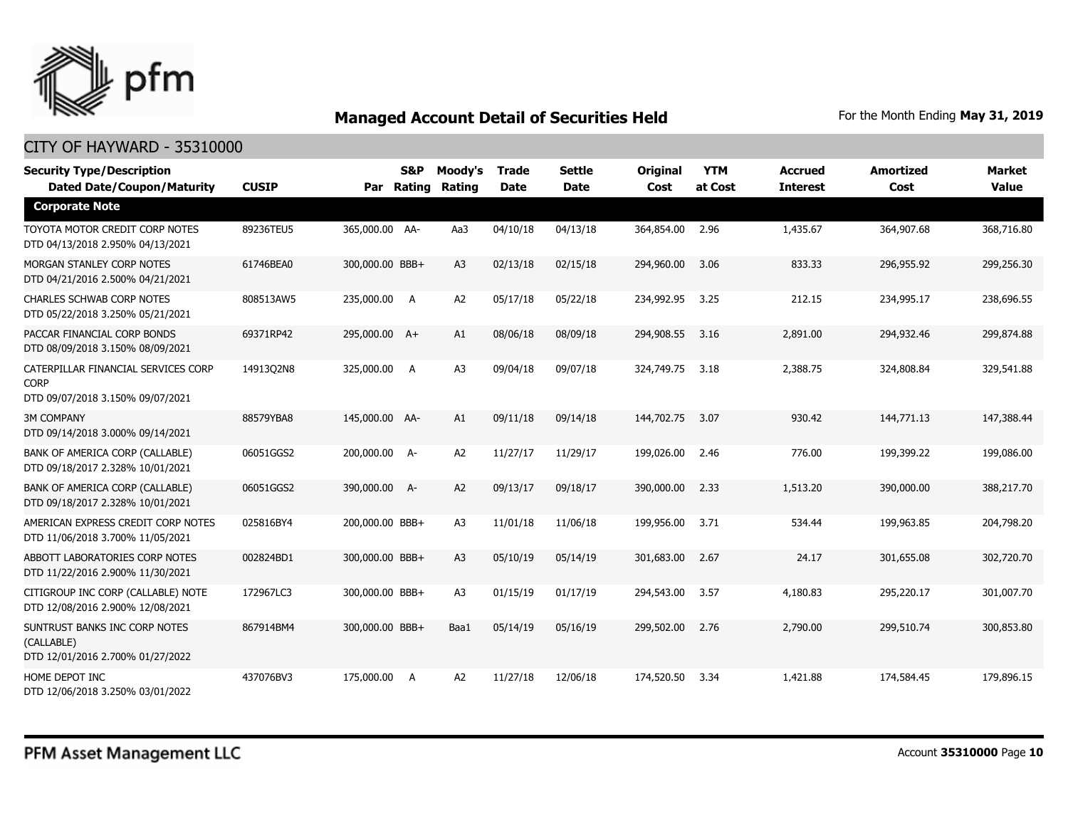## Managed Account Detail of Securities Held

For the Month Ending **May 31, 2019**

CITY OF HAYWARD - 35310000

| Security Type/Description Dated Date/Coupon/Maturity | CUSIP | Par | S&P Rating | Moody's Rating | Trade Date | Settle Date | Original Cost | YTM at Cost | Accrued Interest | Amortized Cost | Market Value |
|---|---|---|---|---|---|---|---|---|---|---|---|
| **Corporate Note** | | | | | | | | | | | |
| TOYOTA MOTOR CREDIT CORP NOTES DTD 04/13/2018 2.950% 04/13/2021 | 89236TEU5 | 365,000.00 | AA- | Aa3 | 04/10/18 | 04/13/18 | 364,854.00 | 2.96 | 1,435.67 | 364,907.68 | 368,716.80 |
| MORGAN STANLEY CORP NOTES DTD 04/21/2016 2.500% 04/21/2021 | 61746BEA0 | 300,000.00 | BBB+ | A3 | 02/13/18 | 02/15/18 | 294,960.00 | 3.06 | 833.33 | 296,955.92 | 299,256.30 |
| CHARLES SCHWAB CORP NOTES DTD 05/22/2018 3.250% 05/21/2021 | 808513AW5 | 235,000.00 | A | A2 | 05/17/18 | 05/22/18 | 234,992.95 | 3.25 | 212.15 | 234,995.17 | 238,696.55 |
| PACCAR FINANCIAL CORP BONDS DTD 08/09/2018 3.150% 08/09/2021 | 69371RP42 | 295,000.00 | A+ | A1 | 08/06/18 | 08/09/18 | 294,908.55 | 3.16 | 2,891.00 | 294,932.46 | 299,874.88 |
| CATERPILLAR FINANCIAL SERVICES CORP CORP DTD 09/07/2018 3.150% 09/07/2021 | 14913Q2N8 | 325,000.00 | A | A3 | 09/04/18 | 09/07/18 | 324,749.75 | 3.18 | 2,388.75 | 324,808.84 | 329,541.88 |
| 3M COMPANY DTD 09/14/2018 3.000% 09/14/2021 | 88579YBA8 | 145,000.00 | AA- | A1 | 09/11/18 | 09/14/18 | 144,702.75 | 3.07 | 930.42 | 144,771.13 | 147,388.44 |
| BANK OF AMERICA CORP (CALLABLE) DTD 09/18/2017 2.328% 10/01/2021 | 06051GGS2 | 200,000.00 | A- | A2 | 11/27/17 | 11/29/17 | 199,026.00 | 2.46 | 776.00 | 199,399.22 | 199,086.00 |
| BANK OF AMERICA CORP (CALLABLE) DTD 09/18/2017 2.328% 10/01/2021 | 06051GGS2 | 390,000.00 | A- | A2 | 09/13/17 | 09/18/17 | 390,000.00 | 2.33 | 1,513.20 | 390,000.00 | 388,217.70 |
| AMERICAN EXPRESS CREDIT CORP NOTES DTD 11/06/2018 3.700% 11/05/2021 | 025816BY4 | 200,000.00 | BBB+ | A3 | 11/01/18 | 11/06/18 | 199,956.00 | 3.71 | 534.44 | 199,963.85 | 204,798.20 |
| ABBOTT LABORATORIES CORP NOTES DTD 11/22/2016 2.900% 11/30/2021 | 002824BD1 | 300,000.00 | BBB+ | A3 | 05/10/19 | 05/14/19 | 301,683.00 | 2.67 | 24.17 | 301,655.08 | 302,720.70 |
| CITIGROUP INC CORP (CALLABLE) NOTE DTD 12/08/2016 2.900% 12/08/2021 | 172967LC3 | 300,000.00 | BBB+ | A3 | 01/15/19 | 01/17/19 | 294,543.00 | 3.57 | 4,180.83 | 295,220.17 | 301,007.70 |
| SUNTRUST BANKS INC CORP NOTES (CALLABLE) DTD 12/01/2016 2.700% 01/27/2022 | 867914BM4 | 300,000.00 | BBB+ | Baa1 | 05/14/19 | 05/16/19 | 299,502.00 | 2.76 | 2,790.00 | 299,510.74 | 300,853.80 |
| HOME DEPOT INC DTD 12/06/2018 3.250% 03/01/2022 | 437076BV3 | 175,000.00 | A | A2 | 11/27/18 | 12/06/18 | 174,520.50 | 3.34 | 1,421.88 | 174,584.45 | 179,896.15 |

PFM Asset Management LLC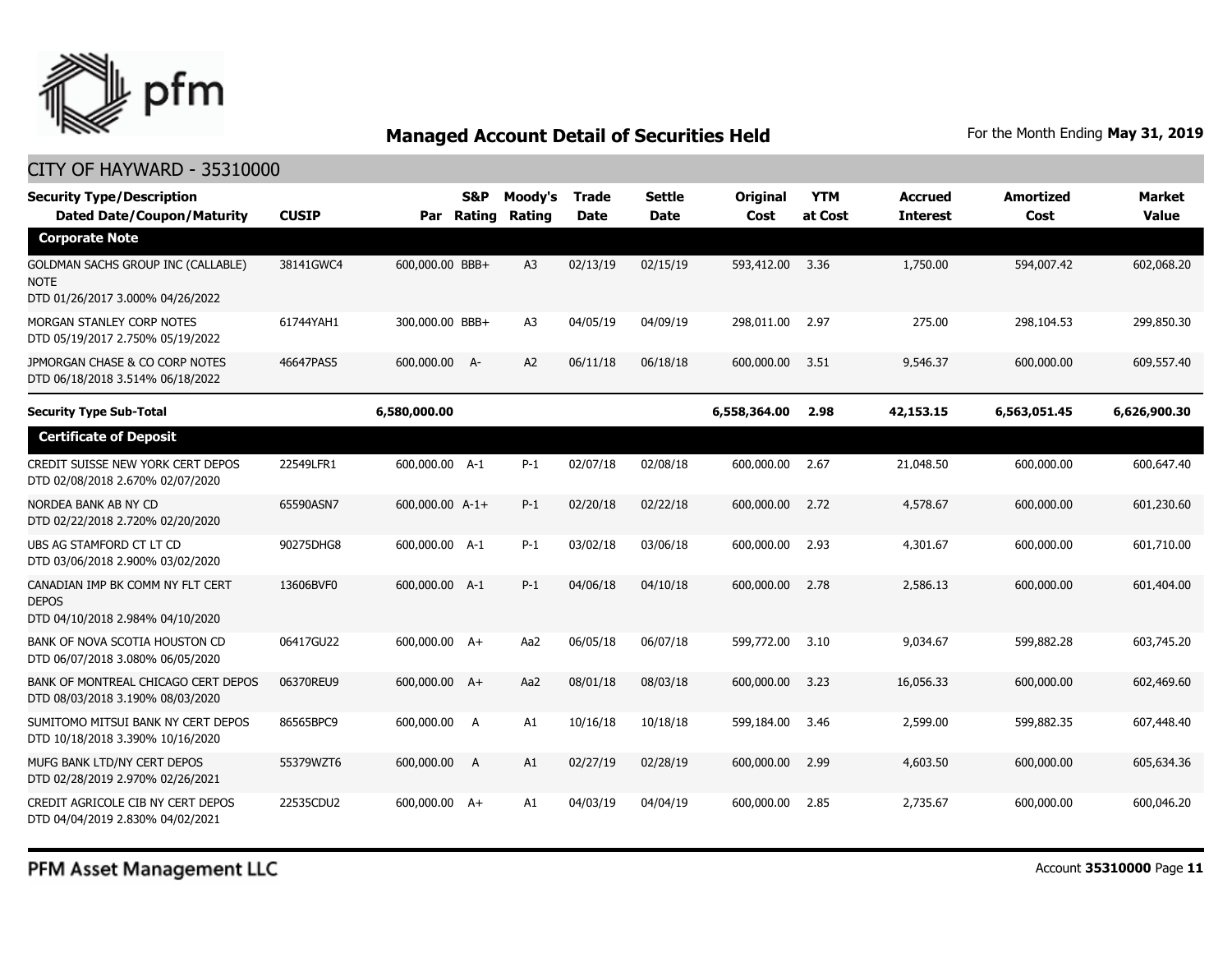# Managed Account Detail of Securities Held

For the Month Ending **May 31, 2019**

## CITY OF HAYWARD - 35310000

| Security Type/Description Dated Date/Coupon/Maturity | CUSIP | Par | S&P Rating | Moody's Rating | Trade Date | Settle Date | Original Cost | YTM at Cost | Accrued Interest | Amortized Cost | Market Value |
|---|---|---|---|---|---|---|---|---|---|---|---|
| **Corporate Note** | | | | | | | | | | | |
| GOLDMAN SACHS GROUP INC (CALLABLE) NOTE DTD 01/26/2017 3.000% 04/26/2022 | 38141GWC4 | 600,000.00 | BBB+ | A3 | 02/13/19 | 02/15/19 | 593,412.00 | 3.36 | 1,750.00 | 594,007.42 | 602,068.20 |
| MORGAN STANLEY CORP NOTES DTD 05/19/2017 2.750% 05/19/2022 | 61744YAH1 | 300,000.00 | BBB+ | A3 | 04/05/19 | 04/09/19 | 298,011.00 | 2.97 | 275.00 | 298,104.53 | 299,850.30 |
| JPMORGAN CHASE & CO CORP NOTES DTD 06/18/2018 3.514% 06/18/2022 | 46647PAS5 | 600,000.00 | A- | A2 | 06/11/18 | 06/18/18 | 600,000.00 | 3.51 | 9,546.37 | 600,000.00 | 609,557.40 |
| **Security Type Sub-Total** | | **6,580,000.00** | | | | | **6,558,364.00** | **2.98** | **42,153.15** | **6,563,051.45** | **6,626,900.30** |
| **Certificate of Deposit** | | | | | | | | | | | |
| CREDIT SUISSE NEW YORK CERT DEPOS DTD 02/08/2018 2.670% 02/07/2020 | 22549LFR1 | 600,000.00 | A-1 | P-1 | 02/07/18 | 02/08/18 | 600,000.00 | 2.67 | 21,048.50 | 600,000.00 | 600,647.40 |
| NORDEA BANK AB NY CD DTD 02/22/2018 2.720% 02/20/2020 | 65590ASN7 | 600,000.00 | A-1+ | P-1 | 02/20/18 | 02/22/18 | 600,000.00 | 2.72 | 4,578.67 | 600,000.00 | 601,230.60 |
| UBS AG STAMFORD CT LT CD DTD 03/06/2018 2.900% 03/02/2020 | 90275DHG8 | 600,000.00 | A-1 | P-1 | 03/02/18 | 03/06/18 | 600,000.00 | 2.93 | 4,301.67 | 600,000.00 | 601,710.00 |
| CANADIAN IMP BK COMM NY FLT CERT DEPOS DTD 04/10/2018 2.984% 04/10/2020 | 13606BVF0 | 600,000.00 | A-1 | P-1 | 04/06/18 | 04/10/18 | 600,000.00 | 2.78 | 2,586.13 | 600,000.00 | 601,404.00 |
| BANK OF NOVA SCOTIA HOUSTON CD DTD 06/07/2018 3.080% 06/05/2020 | 06417GU22 | 600,000.00 | A+ | Aa2 | 06/05/18 | 06/07/18 | 599,772.00 | 3.10 | 9,034.67 | 599,882.28 | 603,745.20 |
| BANK OF MONTREAL CHICAGO CERT DEPOS DTD 08/03/2018 3.190% 08/03/2020 | 06370REU9 | 600,000.00 | A+ | Aa2 | 08/01/18 | 08/03/18 | 600,000.00 | 3.23 | 16,056.33 | 600,000.00 | 602,469.60 |
| SUMITOMO MITSUI BANK NY CERT DEPOS DTD 10/18/2018 3.390% 10/16/2020 | 86565BPC9 | 600,000.00 | A | A1 | 10/16/18 | 10/18/18 | 599,184.00 | 3.46 | 2,599.00 | 599,882.35 | 607,448.40 |
| MUFG BANK LTD/NY CERT DEPOS DTD 02/28/2019 2.970% 02/26/2021 | 55379WZT6 | 600,000.00 | A | A1 | 02/27/19 | 02/28/19 | 600,000.00 | 2.99 | 4,603.50 | 600,000.00 | 605,634.36 |
| CREDIT AGRICOLE CIB NY CERT DEPOS DTD 04/04/2019 2.830% 04/02/2021 | 22535CDU2 | 600,000.00 | A+ | A1 | 04/03/19 | 04/04/19 | 600,000.00 | 2.85 | 2,735.67 | 600,000.00 | 600,046.20 |

PFM Asset Management LLC

Account **35310000**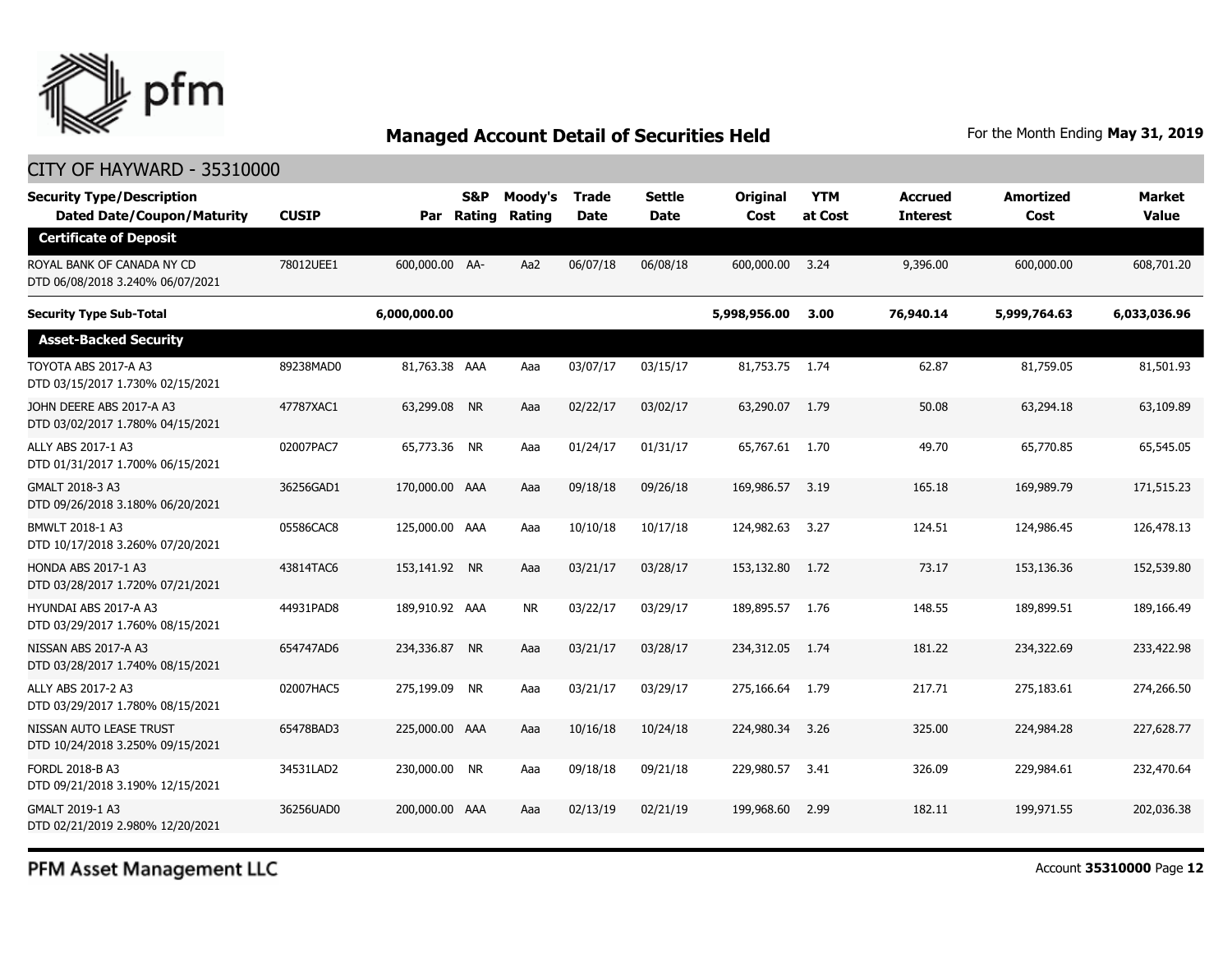## Managed Account Detail of Securities Held

For the Month Ending **May 31, 2019**

CITY OF HAYWARD - 35310000

| Security Type/Description Dated Date/Coupon/Maturity | CUSIP | Par | S&P Rating | Moody's Rating | Trade Date | Settle Date | Original Cost | YTM at Cost | Accrued Interest | Amortized Cost | Market Value |
|---|---|---|---|---|---|---|---|---|---|---|---|
| **Certificate of Deposit** | | | | | | | | | | | |
| ROYAL BANK OF CANADA NY CD DTD 06/08/2018 3.240% 06/07/2021 | 78012UEE1 | 600,000.00 | AA- | Aa2 | 06/07/18 | 06/08/18 | 600,000.00 | 3.24 | 9,396.00 | 600,000.00 | 608,701.20 |
| **Security Type Sub-Total** | | **6,000,000.00** | | | | | **5,998,956.00** | **3.00** | **76,940.14** | **5,999,764.63** | **6,033,036.96** |
| **Asset-Backed Security** | | | | | | | | | | | |
| TOYOTA ABS 2017-A A3 DTD 03/15/2017 1.730% 02/15/2021 | 89238MAD0 | 81,763.38 | AAA | Aaa | 03/07/17 | 03/15/17 | 81,753.75 | 1.74 | 62.87 | 81,759.05 | 81,501.93 |
| JOHN DEERE ABS 2017-A A3 DTD 03/02/2017 1.780% 04/15/2021 | 47787XAC1 | 63,299.08 | NR | Aaa | 02/22/17 | 03/02/17 | 63,290.07 | 1.79 | 50.08 | 63,294.18 | 63,109.89 |
| ALLY ABS 2017-1 A3 DTD 01/31/2017 1.700% 06/15/2021 | 02007PAC7 | 65,773.36 | NR | Aaa | 01/24/17 | 01/31/17 | 65,767.61 | 1.70 | 49.70 | 65,770.85 | 65,545.05 |
| GMALT 2018-3 A3 DTD 09/26/2018 3.180% 06/20/2021 | 36256GAD1 | 170,000.00 | AAA | Aaa | 09/18/18 | 09/26/18 | 169,986.57 | 3.19 | 165.18 | 169,989.79 | 171,515.23 |
| BMWLT 2018-1 A3 DTD 10/17/2018 3.260% 07/20/2021 | 05586CAC8 | 125,000.00 | AAA | Aaa | 10/10/18 | 10/17/18 | 124,982.63 | 3.27 | 124.51 | 124,986.45 | 126,478.13 |
| HONDA ABS 2017-1 A3 DTD 03/28/2017 1.720% 07/21/2021 | 43814TAC6 | 153,141.92 | NR | Aaa | 03/21/17 | 03/28/17 | 153,132.80 | 1.72 | 73.17 | 153,136.36 | 152,539.80 |
| HYUNDAI ABS 2017-A A3 DTD 03/29/2017 1.760% 08/15/2021 | 44931PAD8 | 189,910.92 | AAA | NR | 03/22/17 | 03/29/17 | 189,895.57 | 1.76 | 148.55 | 189,899.51 | 189,166.49 |
| NISSAN ABS 2017-A A3 DTD 03/28/2017 1.740% 08/15/2021 | 654747AD6 | 234,336.87 | NR | Aaa | 03/21/17 | 03/28/17 | 234,312.05 | 1.74 | 181.22 | 234,322.69 | 233,422.98 |
| ALLY ABS 2017-2 A3 DTD 03/29/2017 1.780% 08/15/2021 | 02007HAC5 | 275,199.09 | NR | Aaa | 03/21/17 | 03/29/17 | 275,166.64 | 1.79 | 217.71 | 275,183.61 | 274,266.50 |
| NISSAN AUTO LEASE TRUST DTD 10/24/2018 3.250% 09/15/2021 | 65478BAD3 | 225,000.00 | AAA | Aaa | 10/16/18 | 10/24/18 | 224,980.34 | 3.26 | 325.00 | 224,984.28 | 227,628.77 |
| FORDL 2018-B A3 DTD 09/21/2018 3.190% 12/15/2021 | 34531LAD2 | 230,000.00 | NR | Aaa | 09/18/18 | 09/21/18 | 229,980.57 | 3.41 | 326.09 | 229,984.61 | 232,470.64 |
| GMALT 2019-1 A3 DTD 02/21/2019 2.980% 12/20/2021 | 36256UAD0 | 200,000.00 | AAA | Aaa | 02/13/19 | 02/21/19 | 199,968.60 | 2.99 | 182.11 | 199,971.55 | 202,036.38 |

PFM Asset Management LLC

Account **35310000** Page **12**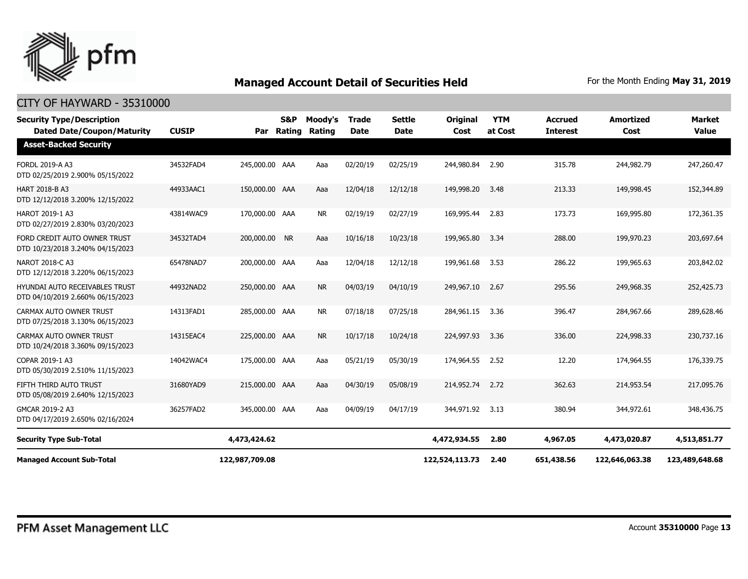## Managed Account Detail of Securities Held

For the Month Ending **May 31, 2019**

CITY OF HAYWARD - 35310000

| Security Type/Description<br>Dated Date/Coupon/Maturity | CUSIP | Par | S&P Rating | Moody's Rating | Trade Date | Settle Date | Original Cost | YTM at Cost | Accrued Interest | Amortized Cost | Market Value |
|---|---|---|---|---|---|---|---|---|---|---|---|
| **Asset-Backed Security** | | | | | | | | | | | |
| FORDL 2019-A A3<br>DTD 02/25/2019 2.900% 05/15/2022 | 34532FAD4 | 245,000.00 | AAA | Aaa | 02/20/19 | 02/25/19 | 244,980.84 | 2.90 | 315.78 | 244,982.79 | 247,260.47 |
| HART 2018-B A3<br>DTD 12/12/2018 3.200% 12/15/2022 | 44933AAC1 | 150,000.00 | AAA | Aaa | 12/04/18 | 12/12/18 | 149,998.20 | 3.48 | 213.33 | 149,998.45 | 152,344.89 |
| HAROT 2019-1 A3<br>DTD 02/27/2019 2.830% 03/20/2023 | 43814WAC9 | 170,000.00 | AAA | NR | 02/19/19 | 02/27/19 | 169,995.44 | 2.83 | 173.73 | 169,995.80 | 172,361.35 |
| FORD CREDIT AUTO OWNER TRUST<br>DTD 10/23/2018 3.240% 04/15/2023 | 34532TAD4 | 200,000.00 | NR | Aaa | 10/16/18 | 10/23/18 | 199,965.80 | 3.34 | 288.00 | 199,970.23 | 203,697.64 |
| NAROT 2018-C A3<br>DTD 12/12/2018 3.220% 06/15/2023 | 65478NAD7 | 200,000.00 | AAA | Aaa | 12/04/18 | 12/12/18 | 199,961.68 | 3.53 | 286.22 | 199,965.63 | 203,842.02 |
| HYUNDAI AUTO RECEIVABLES TRUST<br>DTD 04/10/2019 2.660% 06/15/2023 | 44932NAD2 | 250,000.00 | AAA | NR | 04/03/19 | 04/10/19 | 249,967.10 | 2.67 | 295.56 | 249,968.35 | 252,425.73 |
| CARMAX AUTO OWNER TRUST<br>DTD 07/25/2018 3.130% 06/15/2023 | 14313FAD1 | 285,000.00 | AAA | NR | 07/18/18 | 07/25/18 | 284,961.15 | 3.36 | 396.47 | 284,967.66 | 289,628.46 |
| CARMAX AUTO OWNER TRUST<br>DTD 10/24/2018 3.360% 09/15/2023 | 14315EAC4 | 225,000.00 | AAA | NR | 10/17/18 | 10/24/18 | 224,997.93 | 3.36 | 336.00 | 224,998.33 | 230,737.16 |
| COPAR 2019-1 A3<br>DTD 05/30/2019 2.510% 11/15/2023 | 14042WAC4 | 175,000.00 | AAA | Aaa | 05/21/19 | 05/30/19 | 174,964.55 | 2.52 | 12.20 | 174,964.55 | 176,339.75 |
| FIFTH THIRD AUTO TRUST<br>DTD 05/08/2019 2.640% 12/15/2023 | 31680YAD9 | 215,000.00 | AAA | Aaa | 04/30/19 | 05/08/19 | 214,952.74 | 2.72 | 362.63 | 214,953.54 | 217,095.76 |
| GMCAR 2019-2 A3<br>DTD 04/17/2019 2.650% 02/16/2024 | 36257FAD2 | 345,000.00 | AAA | Aaa | 04/09/19 | 04/17/19 | 344,971.92 | 3.13 | 380.94 | 344,972.61 | 348,436.75 |
| **Security Type Sub-Total** | | **4,473,424.62** | | | | | **4,472,934.55** | **2.80** | **4,967.05** | **4,473,020.87** | **4,513,851.77** |
| **Managed Account Sub-Total** | | **122,987,709.08** | | | | | **122,524,113.73** | **2.40** | **651,438.56** | **122,646,063.38** | **123,489,648.68** |

PFM Asset Management LLC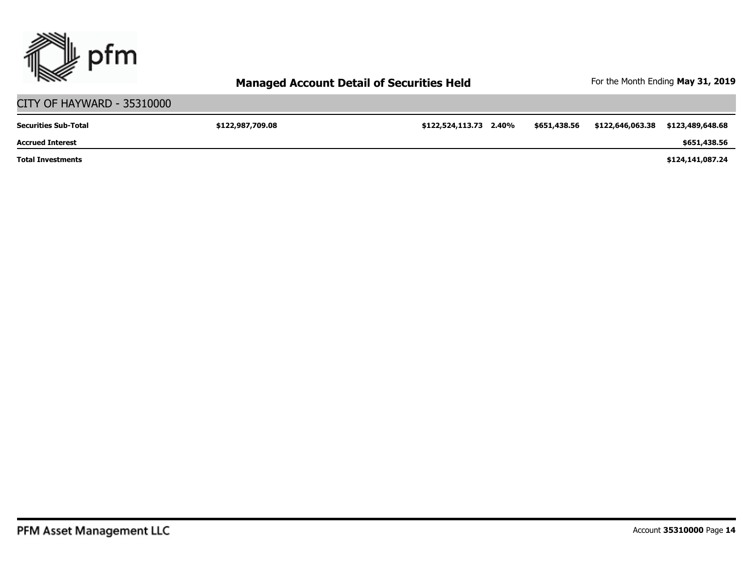## Managed Account Detail of Securities Held

For the Month Ending **May 31, 2019**

### CITY OF HAYWARD - 35310000

| | | | | | | | |
|---|---|---|---|---|---|---|---|
| **Securities Sub-Total** | **$122,987,709.08** | | **$122,524,113.73** | **2.40%** | **$651,438.56** | **$122,646,063.38** | **$123,489,648.68** |
| **Accrued Interest** | | | | | | | **$651,438.56** |
| **Total Investments** | | | | | | | **$124,141,087.24** |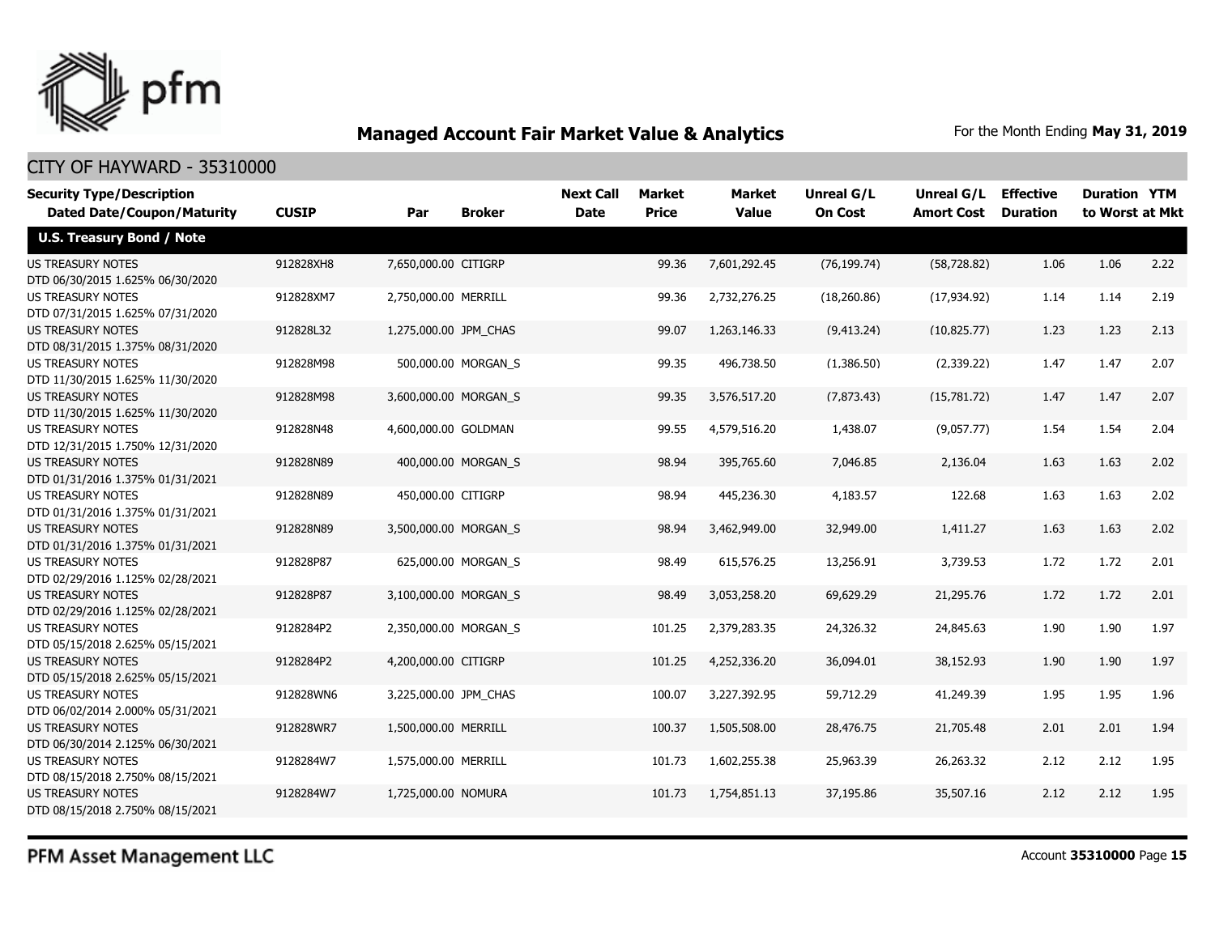## Managed Account Fair Market Value & Analytics

For the Month Ending **May 31, 2019**

CITY OF HAYWARD - 35310000

| Security Type/Description Dated Date/Coupon/Maturity | CUSIP | Par | Broker | Next Call Date | Market Price | Market Value | Unreal G/L On Cost | Unreal G/L Amort Cost | Effective Duration | Duration to Worst | YTM at Mkt |
|---|---|---|---|---|---|---|---|---|---|---|---|
| **U.S. Treasury Bond / Note** | | | | | | | | | | | |
| US TREASURY NOTES DTD 06/30/2015 1.625% 06/30/2020 | 912828XH8 | 7,650,000.00 | CITIGRP | | 99.36 | 7,601,292.45 | (76,199.74) | (58,728.82) | 1.06 | 1.06 | 2.22 |
| US TREASURY NOTES DTD 07/31/2015 1.625% 07/31/2020 | 912828XM7 | 2,750,000.00 | MERRILL | | 99.36 | 2,732,276.25 | (18,260.86) | (17,934.92) | 1.14 | 1.14 | 2.19 |
| US TREASURY NOTES DTD 08/31/2015 1.375% 08/31/2020 | 912828L32 | 1,275,000.00 | JPM_CHAS | | 99.07 | 1,263,146.33 | (9,413.24) | (10,825.77) | 1.23 | 1.23 | 2.13 |
| US TREASURY NOTES DTD 11/30/2015 1.625% 11/30/2020 | 912828M98 | 500,000.00 | MORGAN_S | | 99.35 | 496,738.50 | (1,386.50) | (2,339.22) | 1.47 | 1.47 | 2.07 |
| US TREASURY NOTES DTD 11/30/2015 1.625% 11/30/2020 | 912828M98 | 3,600,000.00 | MORGAN_S | | 99.35 | 3,576,517.20 | (7,873.43) | (15,781.72) | 1.47 | 1.47 | 2.07 |
| US TREASURY NOTES DTD 12/31/2015 1.750% 12/31/2020 | 912828N48 | 4,600,000.00 | GOLDMAN | | 99.55 | 4,579,516.20 | 1,438.07 | (9,057.77) | 1.54 | 1.54 | 2.04 |
| US TREASURY NOTES DTD 01/31/2016 1.375% 01/31/2021 | 912828N89 | 400,000.00 | MORGAN_S | | 98.94 | 395,765.60 | 7,046.85 | 2,136.04 | 1.63 | 1.63 | 2.02 |
| US TREASURY NOTES DTD 01/31/2016 1.375% 01/31/2021 | 912828N89 | 450,000.00 | CITIGRP | | 98.94 | 445,236.30 | 4,183.57 | 122.68 | 1.63 | 1.63 | 2.02 |
| US TREASURY NOTES DTD 01/31/2016 1.375% 01/31/2021 | 912828N89 | 3,500,000.00 | MORGAN_S | | 98.94 | 3,462,949.00 | 32,949.00 | 1,411.27 | 1.63 | 1.63 | 2.02 |
| US TREASURY NOTES DTD 02/29/2016 1.125% 02/28/2021 | 912828P87 | 625,000.00 | MORGAN_S | | 98.49 | 615,576.25 | 13,256.91 | 3,739.53 | 1.72 | 1.72 | 2.01 |
| US TREASURY NOTES DTD 02/29/2016 1.125% 02/28/2021 | 912828P87 | 3,100,000.00 | MORGAN_S | | 98.49 | 3,053,258.20 | 69,629.29 | 21,295.76 | 1.72 | 1.72 | 2.01 |
| US TREASURY NOTES DTD 05/15/2018 2.625% 05/15/2021 | 9128284P2 | 2,350,000.00 | MORGAN_S | | 101.25 | 2,379,283.35 | 24,326.32 | 24,845.63 | 1.90 | 1.90 | 1.97 |
| US TREASURY NOTES DTD 05/15/2018 2.625% 05/15/2021 | 9128284P2 | 4,200,000.00 | CITIGRP | | 101.25 | 4,252,336.20 | 36,094.01 | 38,152.93 | 1.90 | 1.90 | 1.97 |
| US TREASURY NOTES DTD 06/02/2014 2.000% 05/31/2021 | 912828WN6 | 3,225,000.00 | JPM_CHAS | | 100.07 | 3,227,392.95 | 59,712.29 | 41,249.39 | 1.95 | 1.95 | 1.96 |
| US TREASURY NOTES DTD 06/30/2014 2.125% 06/30/2021 | 912828WR7 | 1,500,000.00 | MERRILL | | 100.37 | 1,505,508.00 | 28,476.75 | 21,705.48 | 2.01 | 2.01 | 1.94 |
| US TREASURY NOTES DTD 08/15/2018 2.750% 08/15/2021 | 9128284W7 | 1,575,000.00 | MERRILL | | 101.73 | 1,602,255.38 | 25,963.39 | 26,263.32 | 2.12 | 2.12 | 1.95 |
| US TREASURY NOTES DTD 08/15/2018 2.750% 08/15/2021 | 9128284W7 | 1,725,000.00 | NOMURA | | 101.73 | 1,754,851.13 | 37,195.86 | 35,507.16 | 2.12 | 2.12 | 1.95 |

PFM Asset Management LLC

Account **35310000**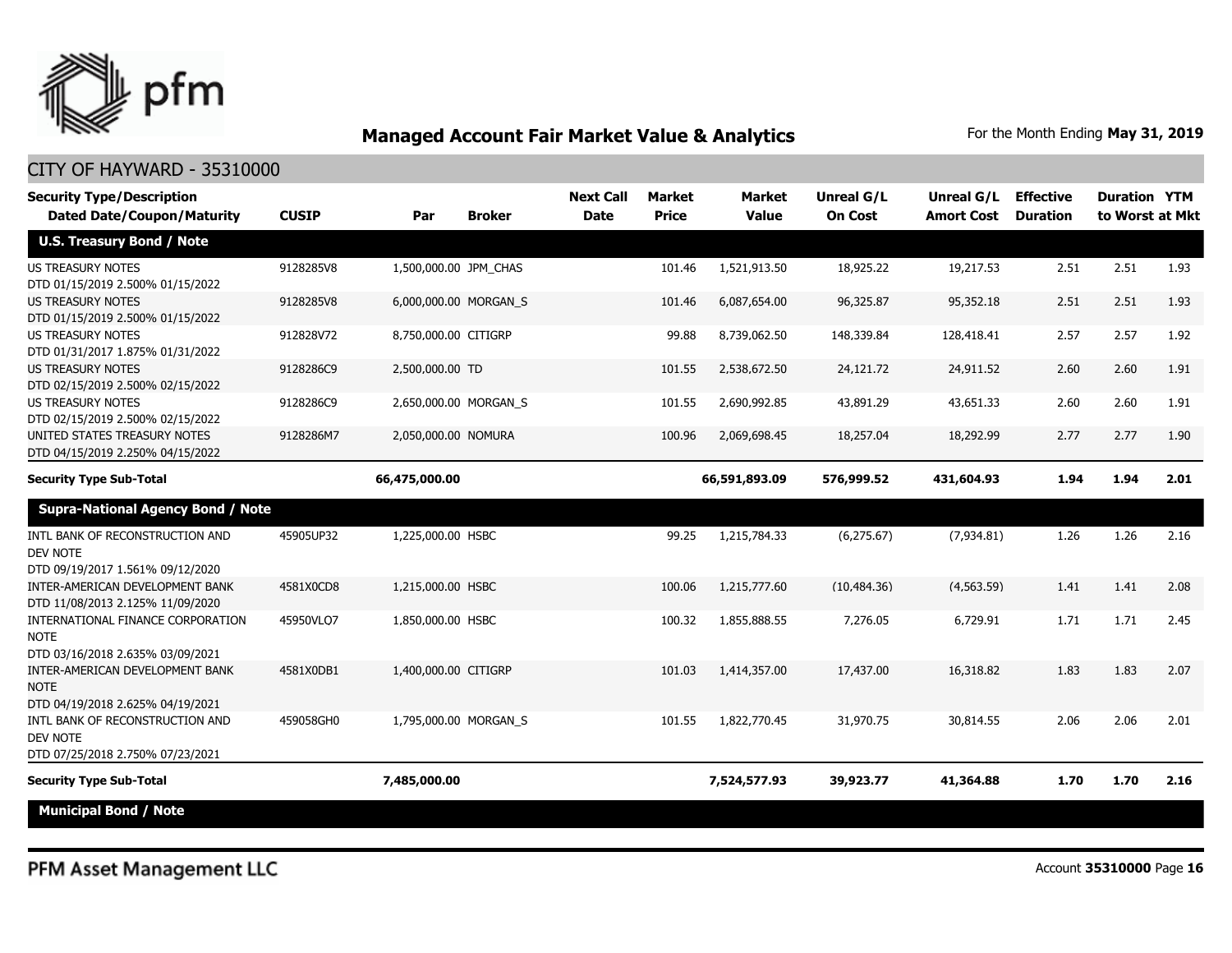## Managed Account Fair Market Value & Analytics

For the Month Ending **May 31, 2019**

CITY OF HAYWARD - 35310000

| Security Type/Description Dated Date/Coupon/Maturity | CUSIP | Par | Broker | Next Call Date | Market Price | Market Value | Unreal G/L On Cost | Unreal G/L Amort Cost | Effective Duration | Duration to Worst | YTM at Mkt |
|---|---|---|---|---|---|---|---|---|---|---|---|
| **U.S. Treasury Bond / Note** | | | | | | | | | | | |
| US TREASURY NOTES DTD 01/15/2019 2.500% 01/15/2022 | 9128285V8 | 1,500,000.00 | JPM_CHAS | | 101.46 | 1,521,913.50 | 18,925.22 | 19,217.53 | 2.51 | 2.51 | 1.93 |
| US TREASURY NOTES DTD 01/15/2019 2.500% 01/15/2022 | 9128285V8 | 6,000,000.00 | MORGAN_S | | 101.46 | 6,087,654.00 | 96,325.87 | 95,352.18 | 2.51 | 2.51 | 1.93 |
| US TREASURY NOTES DTD 01/31/2017 1.875% 01/31/2022 | 912828V72 | 8,750,000.00 | CITIGRP | | 99.88 | 8,739,062.50 | 148,339.84 | 128,418.41 | 2.57 | 2.57 | 1.92 |
| US TREASURY NOTES DTD 02/15/2019 2.500% 02/15/2022 | 9128286C9 | 2,500,000.00 | TD | | 101.55 | 2,538,672.50 | 24,121.72 | 24,911.52 | 2.60 | 2.60 | 1.91 |
| US TREASURY NOTES DTD 02/15/2019 2.500% 02/15/2022 | 9128286C9 | 2,650,000.00 | MORGAN_S | | 101.55 | 2,690,992.85 | 43,891.29 | 43,651.33 | 2.60 | 2.60 | 1.91 |
| UNITED STATES TREASURY NOTES DTD 04/15/2019 2.250% 04/15/2022 | 9128286M7 | 2,050,000.00 | NOMURA | | 100.96 | 2,069,698.45 | 18,257.04 | 18,292.99 | 2.77 | 2.77 | 1.90 |
| **Security Type Sub-Total** | | **66,475,000.00** | | | | **66,591,893.09** | **576,999.52** | **431,604.93** | **1.94** | **1.94** | **2.01** |
| **Supra-National Agency Bond / Note** | | | | | | | | | | | |
| INTL BANK OF RECONSTRUCTION AND DEV NOTE DTD 09/19/2017 1.561% 09/12/2020 | 45905UP32 | 1,225,000.00 | HSBC | | 99.25 | 1,215,784.33 | (6,275.67) | (7,934.81) | 1.26 | 1.26 | 2.16 |
| INTER-AMERICAN DEVELOPMENT BANK DTD 11/08/2013 2.125% 11/09/2020 | 4581X0CD8 | 1,215,000.00 | HSBC | | 100.06 | 1,215,777.60 | (10,484.36) | (4,563.59) | 1.41 | 1.41 | 2.08 |
| INTERNATIONAL FINANCE CORPORATION NOTE DTD 03/16/2018 2.635% 03/09/2021 | 45950VLQ7 | 1,850,000.00 | HSBC | | 100.32 | 1,855,888.55 | 7,276.05 | 6,729.91 | 1.71 | 1.71 | 2.45 |
| INTER-AMERICAN DEVELOPMENT BANK NOTE DTD 04/19/2018 2.625% 04/19/2021 | 4581X0DB1 | 1,400,000.00 | CITIGRP | | 101.03 | 1,414,357.00 | 17,437.00 | 16,318.82 | 1.83 | 1.83 | 2.07 |
| INTL BANK OF RECONSTRUCTION AND DEV NOTE DTD 07/25/2018 2.750% 07/23/2021 | 459058GH0 | 1,795,000.00 | MORGAN_S | | 101.55 | 1,822,770.45 | 31,970.75 | 30,814.55 | 2.06 | 2.06 | 2.01 |
| **Security Type Sub-Total** | | **7,485,000.00** | | | | **7,524,577.93** | **39,923.77** | **41,364.88** | **1.70** | **1.70** | **2.16** |
| **Municipal Bond / Note** | | | | | | | | | | | |

PFM Asset Management LLC

Account **35310000**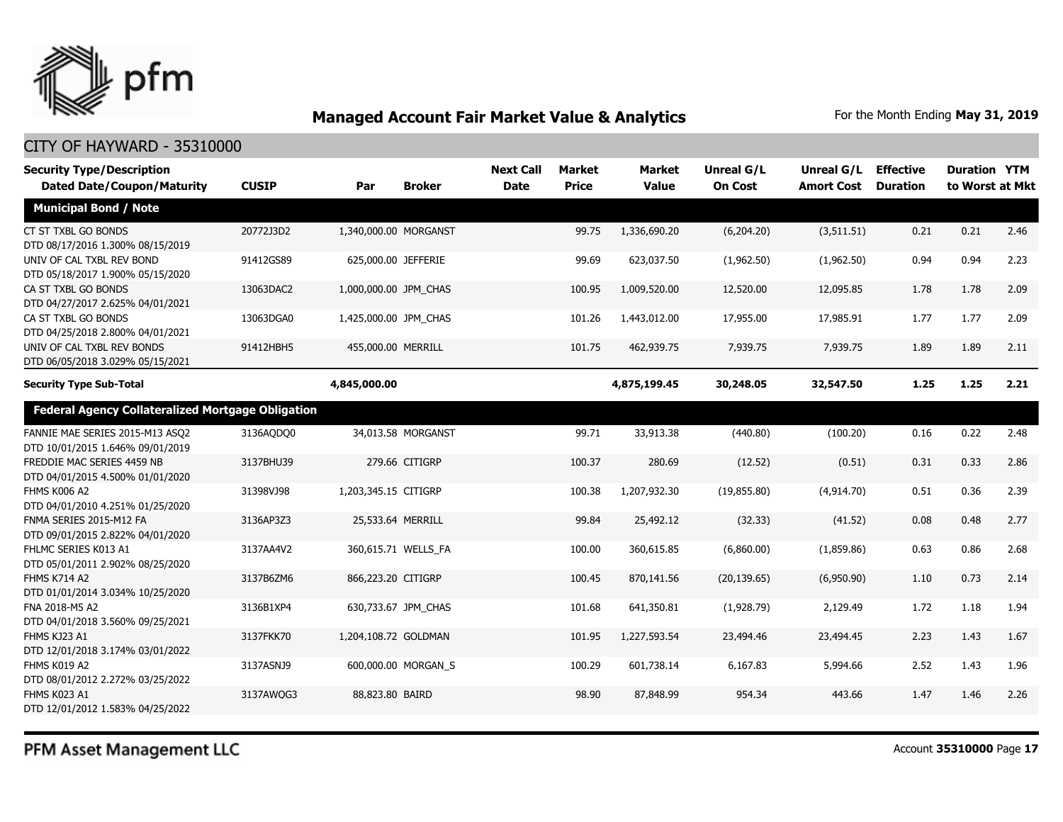# Managed Account Fair Market Value & Analytics

For the Month Ending **May 31, 2019**

## CITY OF HAYWARD - 35310000

| Security Type/Description Dated Date/Coupon/Maturity | CUSIP | Par | Broker | Next Call Date | Market Price | Market Value | Unreal G/L On Cost | Unreal G/L Amort Cost | Effective Duration | Duration to Worst | YTM at Mkt |
|---|---|---|---|---|---|---|---|---|---|---|---|
| **Municipal Bond / Note** | | | | | | | | | | | |
| CT ST TXBL GO BONDS DTD 08/17/2016 1.300% 08/15/2019 | 20772J3D2 | 1,340,000.00 | MORGANST | | 99.75 | 1,336,690.20 | (6,204.20) | (3,511.51) | 0.21 | 0.21 | 2.46 |
| UNIV OF CAL TXBL REV BOND DTD 05/18/2017 1.900% 05/15/2020 | 91412GS89 | 625,000.00 | JEFFERIE | | 99.69 | 623,037.50 | (1,962.50) | (1,962.50) | 0.94 | 0.94 | 2.23 |
| CA ST TXBL GO BONDS DTD 04/27/2017 2.625% 04/01/2021 | 13063DAC2 | 1,000,000.00 | JPM_CHAS | | 100.95 | 1,009,520.00 | 12,520.00 | 12,095.85 | 1.78 | 1.78 | 2.09 |
| CA ST TXBL GO BONDS DTD 04/25/2018 2.800% 04/01/2021 | 13063DGA0 | 1,425,000.00 | JPM_CHAS | | 101.26 | 1,443,012.00 | 17,955.00 | 17,985.91 | 1.77 | 1.77 | 2.09 |
| UNIV OF CAL TXBL REV BONDS DTD 06/05/2018 3.029% 05/15/2021 | 91412HBH5 | 455,000.00 | MERRILL | | 101.75 | 462,939.75 | 7,939.75 | 7,939.75 | 1.89 | 1.89 | 2.11 |
| **Security Type Sub-Total** | | **4,845,000.00** | | | | **4,875,199.45** | **30,248.05** | **32,547.50** | **1.25** | **1.25** | **2.21** |
| **Federal Agency Collateralized Mortgage Obligation** | | | | | | | | | | | |
| FANNIE MAE SERIES 2015-M13 ASQ2 DTD 10/01/2015 1.646% 09/01/2019 | 3136AQDQ0 | 34,013.58 | MORGANST | | 99.71 | 33,913.38 | (440.80) | (100.20) | 0.16 | 0.22 | 2.48 |
| FREDDIE MAC SERIES 4459 NB DTD 04/01/2015 4.500% 01/01/2020 | 3137BHU39 | 279.66 | CITIGRP | | 100.37 | 280.69 | (12.52) | (0.51) | 0.31 | 0.33 | 2.86 |
| FHMS K006 A2 DTD 04/01/2010 4.251% 01/25/2020 | 31398VJ98 | 1,203,345.15 | CITIGRP | | 100.38 | 1,207,932.30 | (19,855.80) | (4,914.70) | 0.51 | 0.36 | 2.39 |
| FNMA SERIES 2015-M12 FA DTD 09/01/2015 2.822% 04/01/2020 | 3136AP3Z3 | 25,533.64 | MERRILL | | 99.84 | 25,492.12 | (32.33) | (41.52) | 0.08 | 0.48 | 2.77 |
| FHLMC SERIES K013 A1 DTD 05/01/2011 2.902% 08/25/2020 | 3137AA4V2 | 360,615.71 | WELLS_FA | | 100.00 | 360,615.85 | (6,860.00) | (1,859.86) | 0.63 | 0.86 | 2.68 |
| FHMS K714 A2 DTD 01/01/2014 3.034% 10/25/2020 | 3137B6ZM6 | 866,223.20 | CITIGRP | | 100.45 | 870,141.56 | (20,139.65) | (6,950.90) | 1.10 | 0.73 | 2.14 |
| FNA 2018-M5 A2 DTD 04/01/2018 3.560% 09/25/2021 | 3136B1XP4 | 630,733.67 | JPM_CHAS | | 101.68 | 641,350.81 | (1,928.79) | 2,129.49 | 1.72 | 1.18 | 1.94 |
| FHMS KJ23 A1 DTD 12/01/2018 3.174% 03/01/2022 | 3137FKK70 | 1,204,108.72 | GOLDMAN | | 101.95 | 1,227,593.54 | 23,494.46 | 23,494.45 | 2.23 | 1.43 | 1.67 |
| FHMS K019 A2 DTD 08/01/2012 2.272% 03/25/2022 | 3137ASNJ9 | 600,000.00 | MORGAN_S | | 100.29 | 601,738.14 | 6,167.83 | 5,994.66 | 2.52 | 1.43 | 1.96 |
| FHMS K023 A1 DTD 12/01/2012 1.583% 04/25/2022 | 3137AWQG3 | 88,823.80 | BAIRD | | 98.90 | 87,848.99 | 954.34 | 443.66 | 1.47 | 1.46 | 2.26 |

PFM Asset Management LLC

Account **35310000**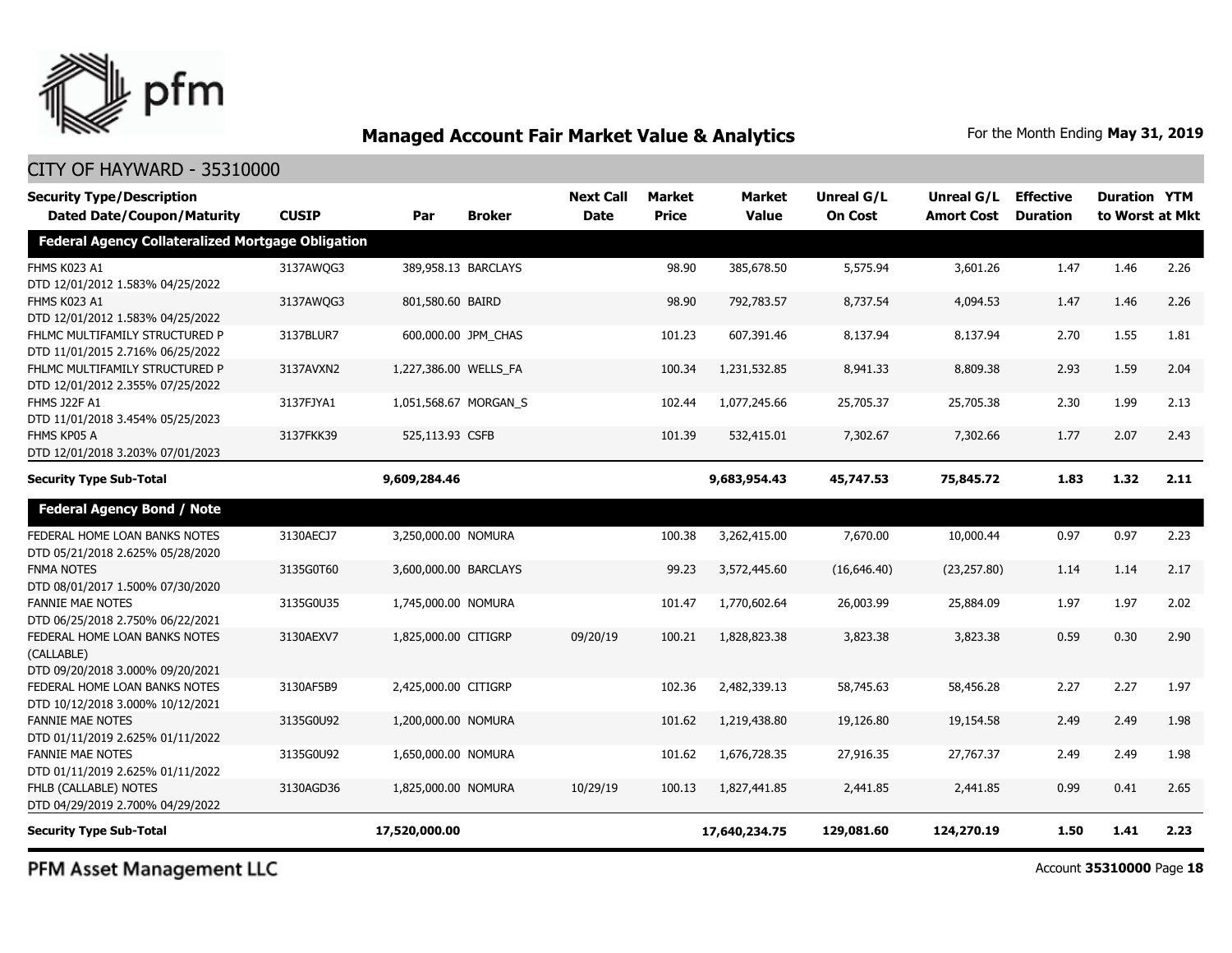# Managed Account Fair Market Value & Analytics

For the Month Ending **May 31, 2019**

## CITY OF HAYWARD - 35310000

| Security Type/Description Dated Date/Coupon/Maturity | CUSIP | Par | Broker | Next Call Date | Market Price | Market Value | Unreal G/L On Cost | Unreal G/L Amort Cost | Effective Duration | Duration to Worst | YTM at Mkt |
|---|---|---|---|---|---|---|---|---|---|---|---|
| **Federal Agency Collateralized Mortgage Obligation** | | | | | | | | | | | |
| FHMS K023 A1 DTD 12/01/2012 1.583% 04/25/2022 | 3137AWQG3 | 389,958.13 | BARCLAYS | | 98.90 | 385,678.50 | 5,575.94 | 3,601.26 | 1.47 | 1.46 | 2.26 |
| FHMS K023 A1 DTD 12/01/2012 1.583% 04/25/2022 | 3137AWQG3 | 801,580.60 | BAIRD | | 98.90 | 792,783.57 | 8,737.54 | 4,094.53 | 1.47 | 1.46 | 2.26 |
| FHLMC MULTIFAMILY STRUCTURED P DTD 11/01/2015 2.716% 06/25/2022 | 3137BLUR7 | 600,000.00 | JPM_CHAS | | 101.23 | 607,391.46 | 8,137.94 | 8,137.94 | 2.70 | 1.55 | 1.81 |
| FHLMC MULTIFAMILY STRUCTURED P DTD 12/01/2012 2.355% 07/25/2022 | 3137AVXN2 | 1,227,386.00 | WELLS_FA | | 100.34 | 1,231,532.85 | 8,941.33 | 8,809.38 | 2.93 | 1.59 | 2.04 |
| FHMS J22F A1 DTD 11/01/2018 3.454% 05/25/2023 | 3137FJYA1 | 1,051,568.67 | MORGAN_S | | 102.44 | 1,077,245.66 | 25,705.37 | 25,705.38 | 2.30 | 1.99 | 2.13 |
| FHMS KP05 A DTD 12/01/2018 3.203% 07/01/2023 | 3137FKK39 | 525,113.93 | CSFB | | 101.39 | 532,415.01 | 7,302.67 | 7,302.66 | 1.77 | 2.07 | 2.43 |
| **Security Type Sub-Total** | | **9,609,284.46** | | | | **9,683,954.43** | **45,747.53** | **75,845.72** | **1.83** | **1.32** | **2.11** |
| **Federal Agency Bond / Note** | | | | | | | | | | | |
| FEDERAL HOME LOAN BANKS NOTES DTD 05/21/2018 2.625% 05/28/2020 | 3130AECJ7 | 3,250,000.00 | NOMURA | | 100.38 | 3,262,415.00 | 7,670.00 | 10,000.44 | 0.97 | 0.97 | 2.23 |
| FNMA NOTES DTD 08/01/2017 1.500% 07/30/2020 | 3135G0T60 | 3,600,000.00 | BARCLAYS | | 99.23 | 3,572,445.60 | (16,646.40) | (23,257.80) | 1.14 | 1.14 | 2.17 |
| FANNIE MAE NOTES DTD 06/25/2018 2.750% 06/22/2021 | 3135G0U35 | 1,745,000.00 | NOMURA | | 101.47 | 1,770,602.64 | 26,003.99 | 25,884.09 | 1.97 | 1.97 | 2.02 |
| FEDERAL HOME LOAN BANKS NOTES (CALLABLE) DTD 09/20/2018 3.000% 09/20/2021 | 3130AEXV7 | 1,825,000.00 | CITIGRP | 09/20/19 | 100.21 | 1,828,823.38 | 3,823.38 | 3,823.38 | 0.59 | 0.30 | 2.90 |
| FEDERAL HOME LOAN BANKS NOTES DTD 10/12/2018 3.000% 10/12/2021 | 3130AF5B9 | 2,425,000.00 | CITIGRP | | 102.36 | 2,482,339.13 | 58,745.63 | 58,456.28 | 2.27 | 2.27 | 1.97 |
| FANNIE MAE NOTES DTD 01/11/2019 2.625% 01/11/2022 | 3135G0U92 | 1,200,000.00 | NOMURA | | 101.62 | 1,219,438.80 | 19,126.80 | 19,154.58 | 2.49 | 2.49 | 1.98 |
| FANNIE MAE NOTES DTD 01/11/2019 2.625% 01/11/2022 | 3135G0U92 | 1,650,000.00 | NOMURA | | 101.62 | 1,676,728.35 | 27,916.35 | 27,767.37 | 2.49 | 2.49 | 1.98 |
| FHLB (CALLABLE) NOTES DTD 04/29/2019 2.700% 04/29/2022 | 3130AGD36 | 1,825,000.00 | NOMURA | 10/29/19 | 100.13 | 1,827,441.85 | 2,441.85 | 2,441.85 | 0.99 | 0.41 | 2.65 |
| **Security Type Sub-Total** | | **17,520,000.00** | | | | **17,640,234.75** | **129,081.60** | **124,270.19** | **1.50** | **1.41** | **2.23** |

PFM Asset Management LLC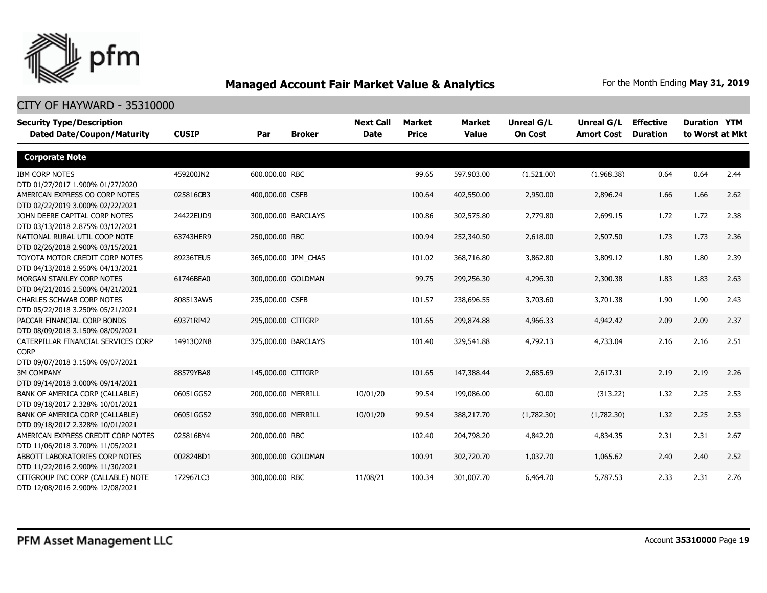## Managed Account Fair Market Value & Analytics

For the Month Ending **May 31, 2019**

CITY OF HAYWARD - 35310000

| Security Type/Description Dated Date/Coupon/Maturity | CUSIP | Par | Broker | Next Call Date | Market Price | Market Value | Unreal G/L On Cost | Unreal G/L Amort Cost | Effective Duration | Duration to Worst | YTM at Mkt |
|---|---|---|---|---|---|---|---|---|---|---|---|
| **Corporate Note** | | | | | | | | | | | |
| IBM CORP NOTES DTD 01/27/2017 1.900% 01/27/2020 | 459200JN2 | 600,000.00 | RBC | | 99.65 | 597,903.00 | (1,521.00) | (1,968.38) | 0.64 | 0.64 | 2.44 |
| AMERICAN EXPRESS CO CORP NOTES DTD 02/22/2019 3.000% 02/22/2021 | 025816CB3 | 400,000.00 | CSFB | | 100.64 | 402,550.00 | 2,950.00 | 2,896.24 | 1.66 | 1.66 | 2.62 |
| JOHN DEERE CAPITAL CORP NOTES DTD 03/13/2018 2.875% 03/12/2021 | 24422EUD9 | 300,000.00 | BARCLAYS | | 100.86 | 302,575.80 | 2,779.80 | 2,699.15 | 1.72 | 1.72 | 2.38 |
| NATIONAL RURAL UTIL COOP NOTE DTD 02/26/2018 2.900% 03/15/2021 | 63743HER9 | 250,000.00 | RBC | | 100.94 | 252,340.50 | 2,618.00 | 2,507.50 | 1.73 | 1.73 | 2.36 |
| TOYOTA MOTOR CREDIT CORP NOTES DTD 04/13/2018 2.950% 04/13/2021 | 89236TEU5 | 365,000.00 | JPM_CHAS | | 101.02 | 368,716.80 | 3,862.80 | 3,809.12 | 1.80 | 1.80 | 2.39 |
| MORGAN STANLEY CORP NOTES DTD 04/21/2016 2.500% 04/21/2021 | 61746BEA0 | 300,000.00 | GOLDMAN | | 99.75 | 299,256.30 | 4,296.30 | 2,300.38 | 1.83 | 1.83 | 2.63 |
| CHARLES SCHWAB CORP NOTES DTD 05/22/2018 3.250% 05/21/2021 | 808513AW5 | 235,000.00 | CSFB | | 101.57 | 238,696.55 | 3,703.60 | 3,701.38 | 1.90 | 1.90 | 2.43 |
| PACCAR FINANCIAL CORP BONDS DTD 08/09/2018 3.150% 08/09/2021 | 69371RP42 | 295,000.00 | CITIGRP | | 101.65 | 299,874.88 | 4,966.33 | 4,942.42 | 2.09 | 2.09 | 2.37 |
| CATERPILLAR FINANCIAL SERVICES CORP CORP DTD 09/07/2018 3.150% 09/07/2021 | 14913Q2N8 | 325,000.00 | BARCLAYS | | 101.40 | 329,541.88 | 4,792.13 | 4,733.04 | 2.16 | 2.16 | 2.51 |
| 3M COMPANY DTD 09/14/2018 3.000% 09/14/2021 | 88579YBA8 | 145,000.00 | CITIGRP | | 101.65 | 147,388.44 | 2,685.69 | 2,617.31 | 2.19 | 2.19 | 2.26 |
| BANK OF AMERICA CORP (CALLABLE) DTD 09/18/2017 2.328% 10/01/2021 | 06051GGS2 | 200,000.00 | MERRILL | 10/01/20 | 99.54 | 199,086.00 | 60.00 | (313.22) | 1.32 | 2.25 | 2.53 |
| BANK OF AMERICA CORP (CALLABLE) DTD 09/18/2017 2.328% 10/01/2021 | 06051GGS2 | 390,000.00 | MERRILL | 10/01/20 | 99.54 | 388,217.70 | (1,782.30) | (1,782.30) | 1.32 | 2.25 | 2.53 |
| AMERICAN EXPRESS CREDIT CORP NOTES DTD 11/06/2018 3.700% 11/05/2021 | 025816BY4 | 200,000.00 | RBC | | 102.40 | 204,798.20 | 4,842.20 | 4,834.35 | 2.31 | 2.31 | 2.67 |
| ABBOTT LABORATORIES CORP NOTES DTD 11/22/2016 2.900% 11/30/2021 | 002824BD1 | 300,000.00 | GOLDMAN | | 100.91 | 302,720.70 | 1,037.70 | 1,065.62 | 2.40 | 2.40 | 2.52 |
| CITIGROUP INC CORP (CALLABLE) NOTE DTD 12/08/2016 2.900% 12/08/2021 | 172967LC3 | 300,000.00 | RBC | 11/08/21 | 100.34 | 301,007.70 | 6,464.70 | 5,787.53 | 2.33 | 2.31 | 2.76 |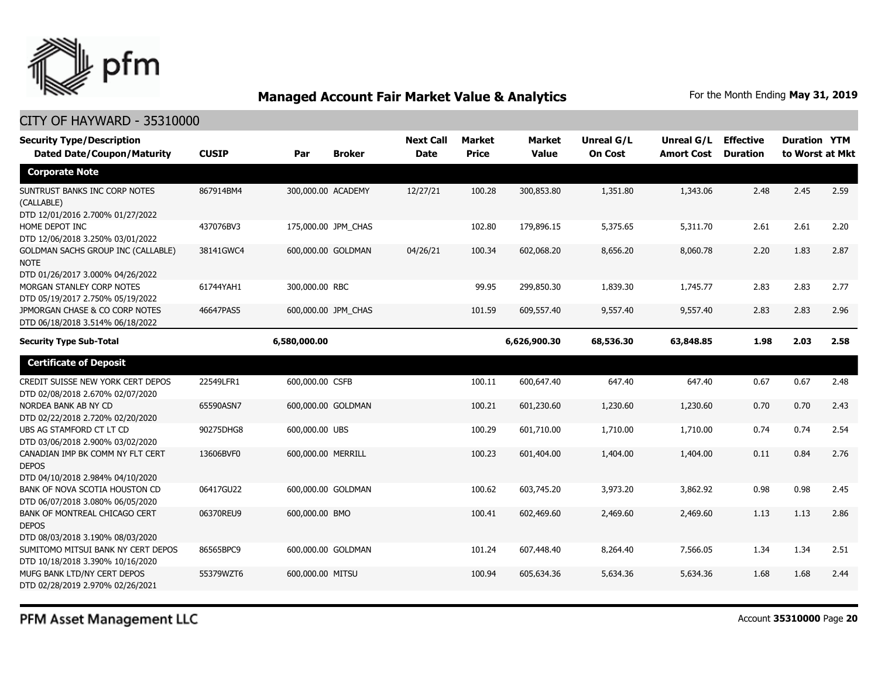## Managed Account Fair Market Value & Analytics

For the Month Ending **May 31, 2019**

CITY OF HAYWARD - 35310000

| Security Type/Description Dated Date/Coupon/Maturity | CUSIP | Par | Broker | Next Call Date | Market Price | Market Value | Unreal G/L On Cost | Unreal G/L Amort Cost | Effective Duration | Duration to Worst | YTM at Mkt |
|---|---|---|---|---|---|---|---|---|---|---|---|
| **Corporate Note** | | | | | | | | | | | |
| SUNTRUST BANKS INC CORP NOTES (CALLABLE) DTD 12/01/2016 2.700% 01/27/2022 | 867914BM4 | 300,000.00 | ACADEMY | 12/27/21 | 100.28 | 300,853.80 | 1,351.80 | 1,343.06 | 2.48 | 2.45 | 2.59 |
| HOME DEPOT INC DTD 12/06/2018 3.250% 03/01/2022 | 437076BV3 | 175,000.00 | JPM_CHAS | | 102.80 | 179,896.15 | 5,375.65 | 5,311.70 | 2.61 | 2.61 | 2.20 |
| GOLDMAN SACHS GROUP INC (CALLABLE) NOTE DTD 01/26/2017 3.000% 04/26/2022 | 38141GWC4 | 600,000.00 | GOLDMAN | 04/26/21 | 100.34 | 602,068.20 | 8,656.20 | 8,060.78 | 2.20 | 1.83 | 2.87 |
| MORGAN STANLEY CORP NOTES DTD 05/19/2017 2.750% 05/19/2022 | 61744YAH1 | 300,000.00 | RBC | | 99.95 | 299,850.30 | 1,839.30 | 1,745.77 | 2.83 | 2.83 | 2.77 |
| JPMORGAN CHASE & CO CORP NOTES DTD 06/18/2018 3.514% 06/18/2022 | 46647PAS5 | 600,000.00 | JPM_CHAS | | 101.59 | 609,557.40 | 9,557.40 | 9,557.40 | 2.83 | 2.83 | 2.96 |
| **Security Type Sub-Total** | | **6,580,000.00** | | | | **6,626,900.30** | **68,536.30** | **63,848.85** | **1.98** | **2.03** | **2.58** |
| **Certificate of Deposit** | | | | | | | | | | | |
| CREDIT SUISSE NEW YORK CERT DEPOS DTD 02/08/2018 2.670% 02/07/2020 | 22549LFR1 | 600,000.00 | CSFB | | 100.11 | 600,647.40 | 647.40 | 647.40 | 0.67 | 0.67 | 2.48 |
| NORDEA BANK AB NY CD DTD 02/22/2018 2.720% 02/20/2020 | 65590ASN7 | 600,000.00 | GOLDMAN | | 100.21 | 601,230.60 | 1,230.60 | 1,230.60 | 0.70 | 0.70 | 2.43 |
| UBS AG STAMFORD CT LT CD DTD 03/06/2018 2.900% 03/02/2020 | 90275DHG8 | 600,000.00 | UBS | | 100.29 | 601,710.00 | 1,710.00 | 1,710.00 | 0.74 | 0.74 | 2.54 |
| CANADIAN IMP BK COMM NY FLT CERT DEPOS DTD 04/10/2018 2.984% 04/10/2020 | 13606BVF0 | 600,000.00 | MERRILL | | 100.23 | 601,404.00 | 1,404.00 | 1,404.00 | 0.11 | 0.84 | 2.76 |
| BANK OF NOVA SCOTIA HOUSTON CD DTD 06/07/2018 3.080% 06/05/2020 | 06417GU22 | 600,000.00 | GOLDMAN | | 100.62 | 603,745.20 | 3,973.20 | 3,862.92 | 0.98 | 0.98 | 2.45 |
| BANK OF MONTREAL CHICAGO CERT DEPOS DTD 08/03/2018 3.190% 08/03/2020 | 06370REU9 | 600,000.00 | BMO | | 100.41 | 602,469.60 | 2,469.60 | 2,469.60 | 1.13 | 1.13 | 2.86 |
| SUMITOMO MITSUI BANK NY CERT DEPOS DTD 10/18/2018 3.390% 10/16/2020 | 86565BPC9 | 600,000.00 | GOLDMAN | | 101.24 | 607,448.40 | 8,264.40 | 7,566.05 | 1.34 | 1.34 | 2.51 |
| MUFG BANK LTD/NY CERT DEPOS DTD 02/28/2019 2.970% 02/26/2021 | 55379WZT6 | 600,000.00 | MITSU | | 100.94 | 605,634.36 | 5,634.36 | 5,634.36 | 1.68 | 1.68 | 2.44 |

PFM Asset Management LLC

Account **35310000**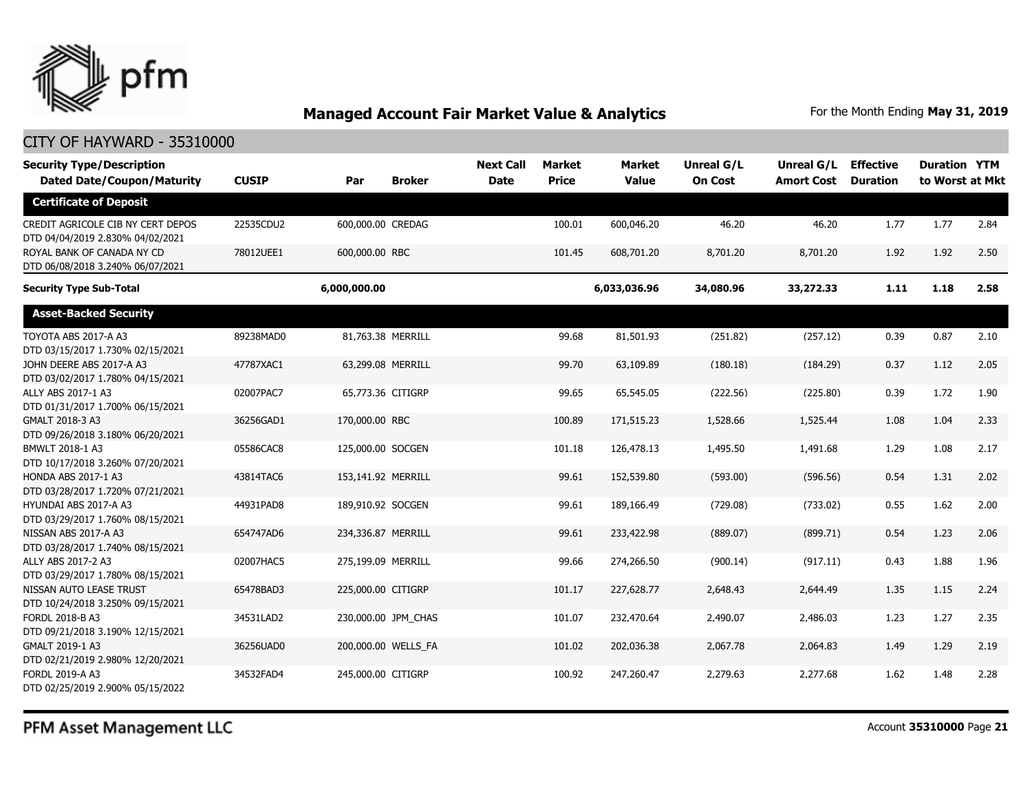## Managed Account Fair Market Value & Analytics

For the Month Ending **May 31, 2019**

CITY OF HAYWARD - 35310000

| Security Type/Description Dated Date/Coupon/Maturity | CUSIP | Par | Broker | Next Call Date | Market Price | Market Value | Unreal G/L On Cost | Unreal G/L Amort Cost | Effective Duration | Duration to Worst | YTM at Mkt |
|---|---|---|---|---|---|---|---|---|---|---|---|
| **Certificate of Deposit** | | | | | | | | | | | |
| CREDIT AGRICOLE CIB NY CERT DEPOS DTD 04/04/2019 2.830% 04/02/2021 | 22535CDU2 | 600,000.00 | CREDAG | | 100.01 | 600,046.20 | 46.20 | 46.20 | 1.77 | 1.77 | 2.84 |
| ROYAL BANK OF CANADA NY CD DTD 06/08/2018 3.240% 06/07/2021 | 78012UEE1 | 600,000.00 | RBC | | 101.45 | 608,701.20 | 8,701.20 | 8,701.20 | 1.92 | 1.92 | 2.50 |
| **Security Type Sub-Total** | | **6,000,000.00** | | | | **6,033,036.96** | **34,080.96** | **33,272.33** | **1.11** | **1.18** | **2.58** |
| **Asset-Backed Security** | | | | | | | | | | | |
| TOYOTA ABS 2017-A A3 DTD 03/15/2017 1.730% 02/15/2021 | 89238MAD0 | 81,763.38 | MERRILL | | 99.68 | 81,501.93 | (251.82) | (257.12) | 0.39 | 0.87 | 2.10 |
| JOHN DEERE ABS 2017-A A3 DTD 03/02/2017 1.780% 04/15/2021 | 47787XAC1 | 63,299.08 | MERRILL | | 99.70 | 63,109.89 | (180.18) | (184.29) | 0.37 | 1.12 | 2.05 |
| ALLY ABS 2017-1 A3 DTD 01/31/2017 1.700% 06/15/2021 | 02007PAC7 | 65,773.36 | CITIGRP | | 99.65 | 65,545.05 | (222.56) | (225.80) | 0.39 | 1.72 | 1.90 |
| GMALT 2018-3 A3 DTD 09/26/2018 3.180% 06/20/2021 | 36256GAD1 | 170,000.00 | RBC | | 100.89 | 171,515.23 | 1,528.66 | 1,525.44 | 1.08 | 1.04 | 2.33 |
| BMWLT 2018-1 A3 DTD 10/17/2018 3.260% 07/20/2021 | 05586CAC8 | 125,000.00 | SOCGEN | | 101.18 | 126,478.13 | 1,495.50 | 1,491.68 | 1.29 | 1.08 | 2.17 |
| HONDA ABS 2017-1 A3 DTD 03/28/2017 1.720% 07/21/2021 | 43814TAC6 | 153,141.92 | MERRILL | | 99.61 | 152,539.80 | (593.00) | (596.56) | 0.54 | 1.31 | 2.02 |
| HYUNDAI ABS 2017-A A3 DTD 03/29/2017 1.760% 08/15/2021 | 44931PAD8 | 189,910.92 | SOCGEN | | 99.61 | 189,166.49 | (729.08) | (733.02) | 0.55 | 1.62 | 2.00 |
| NISSAN ABS 2017-A A3 DTD 03/28/2017 1.740% 08/15/2021 | 654747AD6 | 234,336.87 | MERRILL | | 99.61 | 233,422.98 | (889.07) | (899.71) | 0.54 | 1.23 | 2.06 |
| ALLY ABS 2017-2 A3 DTD 03/29/2017 1.780% 08/15/2021 | 02007HAC5 | 275,199.09 | MERRILL | | 99.66 | 274,266.50 | (900.14) | (917.11) | 0.43 | 1.88 | 1.96 |
| NISSAN AUTO LEASE TRUST DTD 10/24/2018 3.250% 09/15/2021 | 65478BAD3 | 225,000.00 | CITIGRP | | 101.17 | 227,628.77 | 2,648.43 | 2,644.49 | 1.35 | 1.15 | 2.24 |
| FORDL 2018-B A3 DTD 09/21/2018 3.190% 12/15/2021 | 34531LAD2 | 230,000.00 | JPM_CHAS | | 101.07 | 232,470.64 | 2,490.07 | 2,486.03 | 1.23 | 1.27 | 2.35 |
| GMALT 2019-1 A3 DTD 02/21/2019 2.980% 12/20/2021 | 36256UAD0 | 200,000.00 | WELLS_FA | | 101.02 | 202,036.38 | 2,067.78 | 2,064.83 | 1.49 | 1.29 | 2.19 |
| FORDL 2019-A A3 DTD 02/25/2019 2.900% 05/15/2022 | 34532FAD4 | 245,000.00 | CITIGRP | | 100.92 | 247,260.47 | 2,279.63 | 2,277.68 | 1.62 | 1.48 | 2.28 |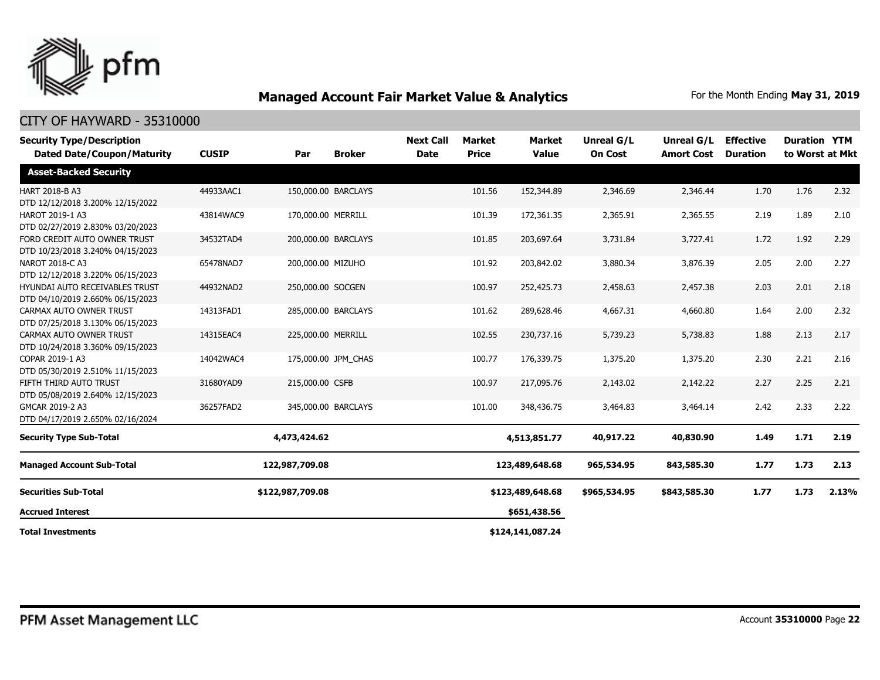## Managed Account Fair Market Value & Analytics

For the Month Ending **May 31, 2019**

CITY OF HAYWARD - 35310000

| Security Type/Description Dated Date/Coupon/Maturity | CUSIP | Par | Broker | Next Call Date | Market Price | Market Value | Unreal G/L On Cost | Unreal G/L Amort Cost | Effective Duration | Duration to Worst | YTM at Mkt |
|---|---|---|---|---|---|---|---|---|---|---|---|
| **Asset-Backed Security** | | | | | | | | | | | |
| HART 2018-B A3 DTD 12/12/2018 3.200% 12/15/2022 | 44933AAC1 | 150,000.00 | BARCLAYS | | 101.56 | 152,344.89 | 2,346.69 | 2,346.44 | 1.70 | 1.76 | 2.32 |
| HAROT 2019-1 A3 DTD 02/27/2019 2.830% 03/20/2023 | 43814WAC9 | 170,000.00 | MERRILL | | 101.39 | 172,361.35 | 2,365.91 | 2,365.55 | 2.19 | 1.89 | 2.10 |
| FORD CREDIT AUTO OWNER TRUST DTD 10/23/2018 3.240% 04/15/2023 | 34532TAD4 | 200,000.00 | BARCLAYS | | 101.85 | 203,697.64 | 3,731.84 | 3,727.41 | 1.72 | 1.92 | 2.29 |
| NAROT 2018-C A3 DTD 12/12/2018 3.220% 06/15/2023 | 65478NAD7 | 200,000.00 | MIZUHO | | 101.92 | 203,842.02 | 3,880.34 | 3,876.39 | 2.05 | 2.00 | 2.27 |
| HYUNDAI AUTO RECEIVABLES TRUST DTD 04/10/2019 2.660% 06/15/2023 | 44932NAD2 | 250,000.00 | SOCGEN | | 100.97 | 252,425.73 | 2,458.63 | 2,457.38 | 2.03 | 2.01 | 2.18 |
| CARMAX AUTO OWNER TRUST DTD 07/25/2018 3.130% 06/15/2023 | 14313FAD1 | 285,000.00 | BARCLAYS | | 101.62 | 289,628.46 | 4,667.31 | 4,660.80 | 1.64 | 2.00 | 2.32 |
| CARMAX AUTO OWNER TRUST DTD 10/24/2018 3.360% 09/15/2023 | 14315EAC4 | 225,000.00 | MERRILL | | 102.55 | 230,737.16 | 5,739.23 | 5,738.83 | 1.88 | 2.13 | 2.17 |
| COPAR 2019-1 A3 DTD 05/30/2019 2.510% 11/15/2023 | 14042WAC4 | 175,000.00 | JPM_CHAS | | 100.77 | 176,339.75 | 1,375.20 | 1,375.20 | 2.30 | 2.21 | 2.16 |
| FIFTH THIRD AUTO TRUST DTD 05/08/2019 2.640% 12/15/2023 | 31680YAD9 | 215,000.00 | CSFB | | 100.97 | 217,095.76 | 2,143.02 | 2,142.22 | 2.27 | 2.25 | 2.21 |
| GMCAR 2019-2 A3 DTD 04/17/2019 2.650% 02/16/2024 | 36257FAD2 | 345,000.00 | BARCLAYS | | 101.00 | 348,436.75 | 3,464.83 | 3,464.14 | 2.42 | 2.33 | 2.22 |
| **Security Type Sub-Total** | | **4,473,424.62** | | | | **4,513,851.77** | **40,917.22** | **40,830.90** | **1.49** | **1.71** | **2.19** |
| **Managed Account Sub-Total** | | **122,987,709.08** | | | | **123,489,648.68** | **965,534.95** | **843,585.30** | **1.77** | **1.73** | **2.13** |
| **Securities Sub-Total** | | **$122,987,709.08** | | | | **$123,489,648.68** | **$965,534.95** | **$843,585.30** | **1.77** | **1.73** | **2.13%** |
| **Accrued Interest** | | | | | | **$651,438.56** | | | | | |
| **Total Investments** | | | | | | **$124,141,087.24** | | | | | |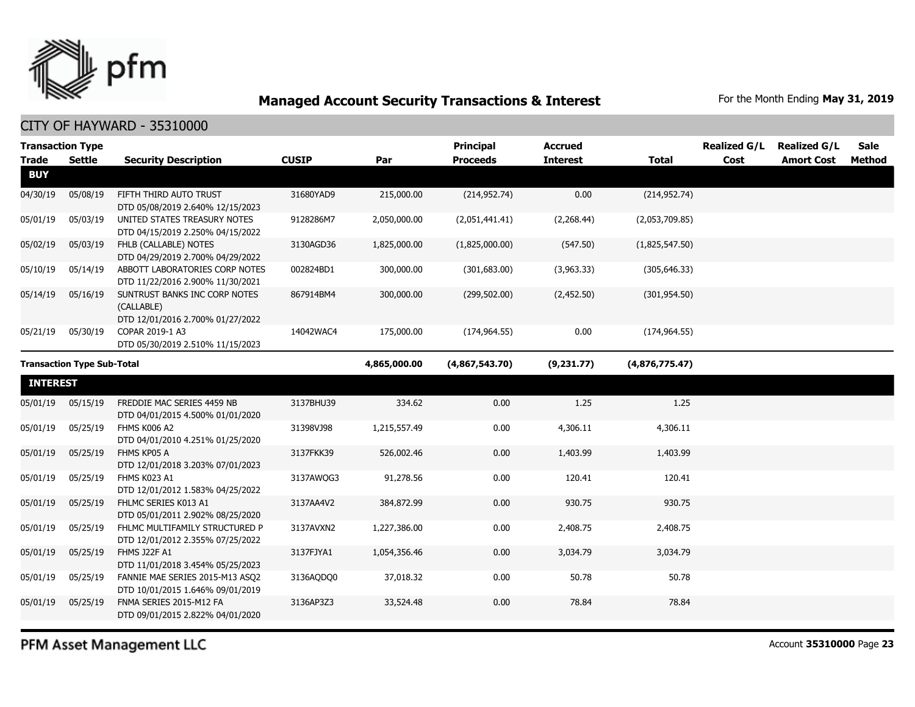## Managed Account Security Transactions & Interest

For the Month Ending **May 31, 2019**

### CITY OF HAYWARD - 35310000

| Transaction Type Trade | Settle | Security Description | CUSIP | Par | Principal Proceeds | Accrued Interest | Total | Realized G/L Cost | Realized G/L Amort Cost | Sale Method |
|---|---|---|---|---|---|---|---|---|---|---|
| **BUY** | | | | | | | | | | |
| 04/30/19 | 05/08/19 | FIFTH THIRD AUTO TRUST DTD 05/08/2019 2.640% 12/15/2023 | 31680YAD9 | 215,000.00 | (214,952.74) | 0.00 | (214,952.74) | | | |
| 05/01/19 | 05/03/19 | UNITED STATES TREASURY NOTES DTD 04/15/2019 2.250% 04/15/2022 | 9128286M7 | 2,050,000.00 | (2,051,441.41) | (2,268.44) | (2,053,709.85) | | | |
| 05/02/19 | 05/03/19 | FHLB (CALLABLE) NOTES DTD 04/29/2019 2.700% 04/29/2022 | 3130AGD36 | 1,825,000.00 | (1,825,000.00) | (547.50) | (1,825,547.50) | | | |
| 05/10/19 | 05/14/19 | ABBOTT LABORATORIES CORP NOTES DTD 11/22/2016 2.900% 11/30/2021 | 002824BD1 | 300,000.00 | (301,683.00) | (3,963.33) | (305,646.33) | | | |
| 05/14/19 | 05/16/19 | SUNTRUST BANKS INC CORP NOTES (CALLABLE) DTD 12/01/2016 2.700% 01/27/2022 | 867914BM4 | 300,000.00 | (299,502.00) | (2,452.50) | (301,954.50) | | | |
| 05/21/19 | 05/30/19 | COPAR 2019-1 A3 DTD 05/30/2019 2.510% 11/15/2023 | 14042WAC4 | 175,000.00 | (174,964.55) | 0.00 | (174,964.55) | | | |
| **Transaction Type Sub-Total** | | | | **4,865,000.00** | **(4,867,543.70)** | **(9,231.77)** | **(4,876,775.47)** | | | |
| **INTEREST** | | | | | | | | | | |
| 05/01/19 | 05/15/19 | FREDDIE MAC SERIES 4459 NB DTD 04/01/2015 4.500% 01/01/2020 | 3137BHU39 | 334.62 | 0.00 | 1.25 | 1.25 | | | |
| 05/01/19 | 05/25/19 | FHMS K006 A2 DTD 04/01/2010 4.251% 01/25/2020 | 31398VJ98 | 1,215,557.49 | 0.00 | 4,306.11 | 4,306.11 | | | |
| 05/01/19 | 05/25/19 | FHMS KP05 A DTD 12/01/2018 3.203% 07/01/2023 | 3137FKK39 | 526,002.46 | 0.00 | 1,403.99 | 1,403.99 | | | |
| 05/01/19 | 05/25/19 | FHMS K023 A1 DTD 12/01/2012 1.583% 04/25/2022 | 3137AWQG3 | 91,278.56 | 0.00 | 120.41 | 120.41 | | | |
| 05/01/19 | 05/25/19 | FHLMC SERIES K013 A1 DTD 05/01/2011 2.902% 08/25/2020 | 3137AA4V2 | 384,872.99 | 0.00 | 930.75 | 930.75 | | | |
| 05/01/19 | 05/25/19 | FHLMC MULTIFAMILY STRUCTURED P DTD 12/01/2012 2.355% 07/25/2022 | 3137AVXN2 | 1,227,386.00 | 0.00 | 2,408.75 | 2,408.75 | | | |
| 05/01/19 | 05/25/19 | FHMS J22F A1 DTD 11/01/2018 3.454% 05/25/2023 | 3137FJYA1 | 1,054,356.46 | 0.00 | 3,034.79 | 3,034.79 | | | |
| 05/01/19 | 05/25/19 | FANNIE MAE SERIES 2015-M13 ASQ2 DTD 10/01/2015 1.646% 09/01/2019 | 3136AQDQ0 | 37,018.32 | 0.00 | 50.78 | 50.78 | | | |
| 05/01/19 | 05/25/19 | FNMA SERIES 2015-M12 FA DTD 09/01/2015 2.822% 04/01/2020 | 3136AP3Z3 | 33,524.48 | 0.00 | 78.84 | 78.84 | | | |

PFM Asset Management LLC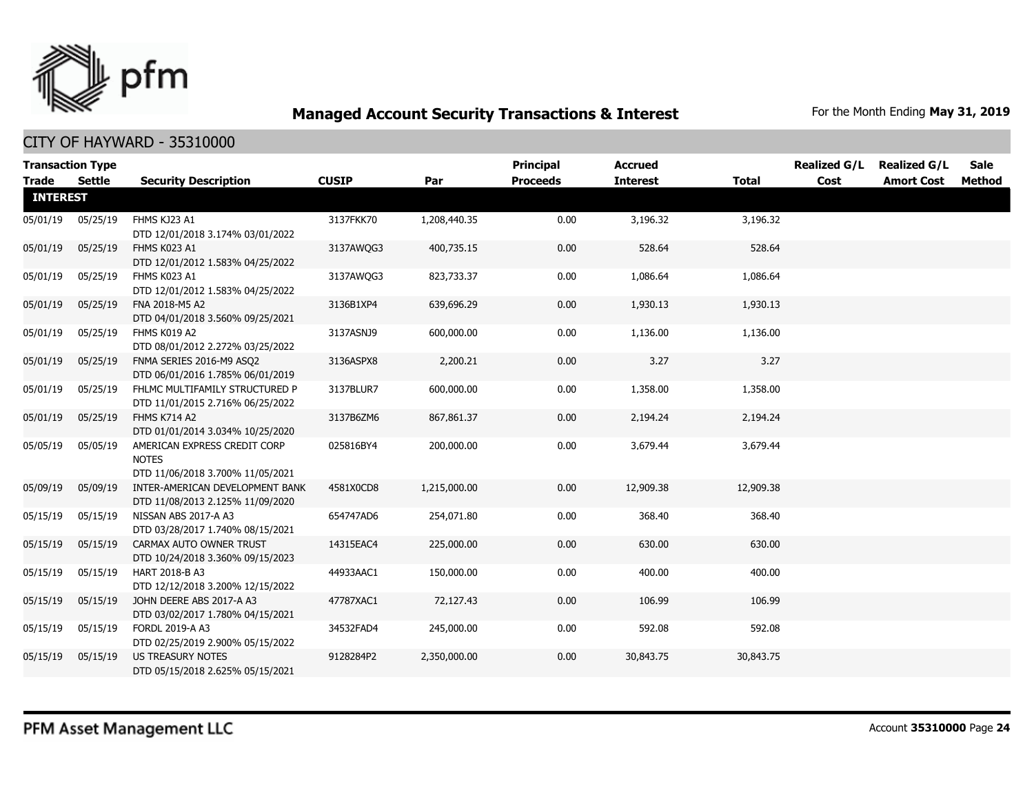## Managed Account Security Transactions & Interest

For the Month Ending **May 31, 2019**

CITY OF HAYWARD - 35310000

| Transaction Type Trade | Settle | Security Description | CUSIP | Par | Principal Proceeds | Accrued Interest | Total | Realized G/L Cost | Realized G/L Amort Cost | Sale Method |
|---|---|---|---|---|---|---|---|---|---|---|
| **INTEREST** | | | | | | | | | | |
| 05/01/19 | 05/25/19 | FHMS KJ23 A1 DTD 12/01/2018 3.174% 03/01/2022 | 3137FKK70 | 1,208,440.35 | 0.00 | 3,196.32 | 3,196.32 | | | |
| 05/01/19 | 05/25/19 | FHMS K023 A1 DTD 12/01/2012 1.583% 04/25/2022 | 3137AWQG3 | 400,735.15 | 0.00 | 528.64 | 528.64 | | | |
| 05/01/19 | 05/25/19 | FHMS K023 A1 DTD 12/01/2012 1.583% 04/25/2022 | 3137AWQG3 | 823,733.37 | 0.00 | 1,086.64 | 1,086.64 | | | |
| 05/01/19 | 05/25/19 | FNA 2018-M5 A2 DTD 04/01/2018 3.560% 09/25/2021 | 3136B1XP4 | 639,696.29 | 0.00 | 1,930.13 | 1,930.13 | | | |
| 05/01/19 | 05/25/19 | FHMS K019 A2 DTD 08/01/2012 2.272% 03/25/2022 | 3137ASNJ9 | 600,000.00 | 0.00 | 1,136.00 | 1,136.00 | | | |
| 05/01/19 | 05/25/19 | FNMA SERIES 2016-M9 ASQ2 DTD 06/01/2016 1.785% 06/01/2019 | 3136ASPX8 | 2,200.21 | 0.00 | 3.27 | 3.27 | | | |
| 05/01/19 | 05/25/19 | FHLMC MULTIFAMILY STRUCTURED P DTD 11/01/2015 2.716% 06/25/2022 | 3137BLUR7 | 600,000.00 | 0.00 | 1,358.00 | 1,358.00 | | | |
| 05/01/19 | 05/25/19 | FHMS K714 A2 DTD 01/01/2014 3.034% 10/25/2020 | 3137B6ZM6 | 867,861.37 | 0.00 | 2,194.24 | 2,194.24 | | | |
| 05/05/19 | 05/05/19 | AMERICAN EXPRESS CREDIT CORP NOTES DTD 11/06/2018 3.700% 11/05/2021 | 025816BY4 | 200,000.00 | 0.00 | 3,679.44 | 3,679.44 | | | |
| 05/09/19 | 05/09/19 | INTER-AMERICAN DEVELOPMENT BANK DTD 11/08/2013 2.125% 11/09/2020 | 4581X0CD8 | 1,215,000.00 | 0.00 | 12,909.38 | 12,909.38 | | | |
| 05/15/19 | 05/15/19 | NISSAN ABS 2017-A A3 DTD 03/28/2017 1.740% 08/15/2021 | 654747AD6 | 254,071.80 | 0.00 | 368.40 | 368.40 | | | |
| 05/15/19 | 05/15/19 | CARMAX AUTO OWNER TRUST DTD 10/24/2018 3.360% 09/15/2023 | 14315EAC4 | 225,000.00 | 0.00 | 630.00 | 630.00 | | | |
| 05/15/19 | 05/15/19 | HART 2018-B A3 DTD 12/12/2018 3.200% 12/15/2022 | 44933AAC1 | 150,000.00 | 0.00 | 400.00 | 400.00 | | | |
| 05/15/19 | 05/15/19 | JOHN DEERE ABS 2017-A A3 DTD 03/02/2017 1.780% 04/15/2021 | 47787XAC1 | 72,127.43 | 0.00 | 106.99 | 106.99 | | | |
| 05/15/19 | 05/15/19 | FORDL 2019-A A3 DTD 02/25/2019 2.900% 05/15/2022 | 34532FAD4 | 245,000.00 | 0.00 | 592.08 | 592.08 | | | |
| 05/15/19 | 05/15/19 | US TREASURY NOTES DTD 05/15/2018 2.625% 05/15/2021 | 9128284P2 | 2,350,000.00 | 0.00 | 30,843.75 | 30,843.75 | | | |

PFM Asset Management LLC

Account **35310000**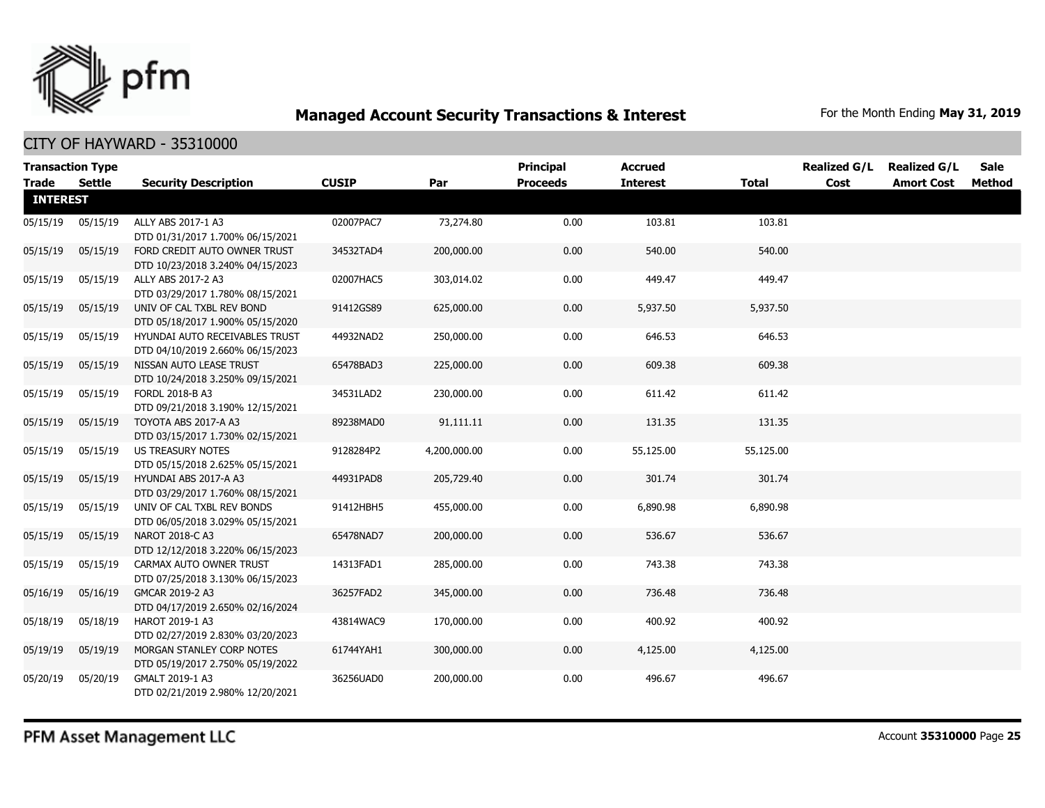## Managed Account Security Transactions & Interest

For the Month Ending **May 31, 2019**

### CITY OF HAYWARD - 35310000

| Transaction Type Trade | Settle | Security Description | CUSIP | Par | Principal Proceeds | Accrued Interest | Total | Realized G/L Cost | Realized G/L Amort Cost | Sale Method |
|---|---|---|---|---|---|---|---|---|---|---|
| **INTEREST** | | | | | | | | | | |
| 05/15/19 | 05/15/19 | ALLY ABS 2017-1 A3 DTD 01/31/2017 1.700% 06/15/2021 | 02007PAC7 | 73,274.80 | 0.00 | 103.81 | 103.81 | | | |
| 05/15/19 | 05/15/19 | FORD CREDIT AUTO OWNER TRUST DTD 10/23/2018 3.240% 04/15/2023 | 34532TAD4 | 200,000.00 | 0.00 | 540.00 | 540.00 | | | |
| 05/15/19 | 05/15/19 | ALLY ABS 2017-2 A3 DTD 03/29/2017 1.780% 08/15/2021 | 02007HAC5 | 303,014.02 | 0.00 | 449.47 | 449.47 | | | |
| 05/15/19 | 05/15/19 | UNIV OF CAL TXBL REV BOND DTD 05/18/2017 1.900% 05/15/2020 | 91412GS89 | 625,000.00 | 0.00 | 5,937.50 | 5,937.50 | | | |
| 05/15/19 | 05/15/19 | HYUNDAI AUTO RECEIVABLES TRUST DTD 04/10/2019 2.660% 06/15/2023 | 44932NAD2 | 250,000.00 | 0.00 | 646.53 | 646.53 | | | |
| 05/15/19 | 05/15/19 | NISSAN AUTO LEASE TRUST DTD 10/24/2018 3.250% 09/15/2021 | 65478BAD3 | 225,000.00 | 0.00 | 609.38 | 609.38 | | | |
| 05/15/19 | 05/15/19 | FORDL 2018-B A3 DTD 09/21/2018 3.190% 12/15/2021 | 34531LAD2 | 230,000.00 | 0.00 | 611.42 | 611.42 | | | |
| 05/15/19 | 05/15/19 | TOYOTA ABS 2017-A A3 DTD 03/15/2017 1.730% 02/15/2021 | 89238MAD0 | 91,111.11 | 0.00 | 131.35 | 131.35 | | | |
| 05/15/19 | 05/15/19 | US TREASURY NOTES DTD 05/15/2018 2.625% 05/15/2021 | 9128284P2 | 4,200,000.00 | 0.00 | 55,125.00 | 55,125.00 | | | |
| 05/15/19 | 05/15/19 | HYUNDAI ABS 2017-A A3 DTD 03/29/2017 1.760% 08/15/2021 | 44931PAD8 | 205,729.40 | 0.00 | 301.74 | 301.74 | | | |
| 05/15/19 | 05/15/19 | UNIV OF CAL TXBL REV BONDS DTD 06/05/2018 3.029% 05/15/2021 | 91412HBH5 | 455,000.00 | 0.00 | 6,890.98 | 6,890.98 | | | |
| 05/15/19 | 05/15/19 | NAROT 2018-C A3 DTD 12/12/2018 3.220% 06/15/2023 | 65478NAD7 | 200,000.00 | 0.00 | 536.67 | 536.67 | | | |
| 05/15/19 | 05/15/19 | CARMAX AUTO OWNER TRUST DTD 07/25/2018 3.130% 06/15/2023 | 14313FAD1 | 285,000.00 | 0.00 | 743.38 | 743.38 | | | |
| 05/16/19 | 05/16/19 | GMCAR 2019-2 A3 DTD 04/17/2019 2.650% 02/16/2024 | 36257FAD2 | 345,000.00 | 0.00 | 736.48 | 736.48 | | | |
| 05/18/19 | 05/18/19 | HAROT 2019-1 A3 DTD 02/27/2019 2.830% 03/20/2023 | 43814WAC9 | 170,000.00 | 0.00 | 400.92 | 400.92 | | | |
| 05/19/19 | 05/19/19 | MORGAN STANLEY CORP NOTES DTD 05/19/2017 2.750% 05/19/2022 | 61744YAH1 | 300,000.00 | 0.00 | 4,125.00 | 4,125.00 | | | |
| 05/20/19 | 05/20/19 | GMALT 2019-1 A3 DTD 02/21/2019 2.980% 12/20/2021 | 36256UAD0 | 200,000.00 | 0.00 | 496.67 | 496.67 | | | |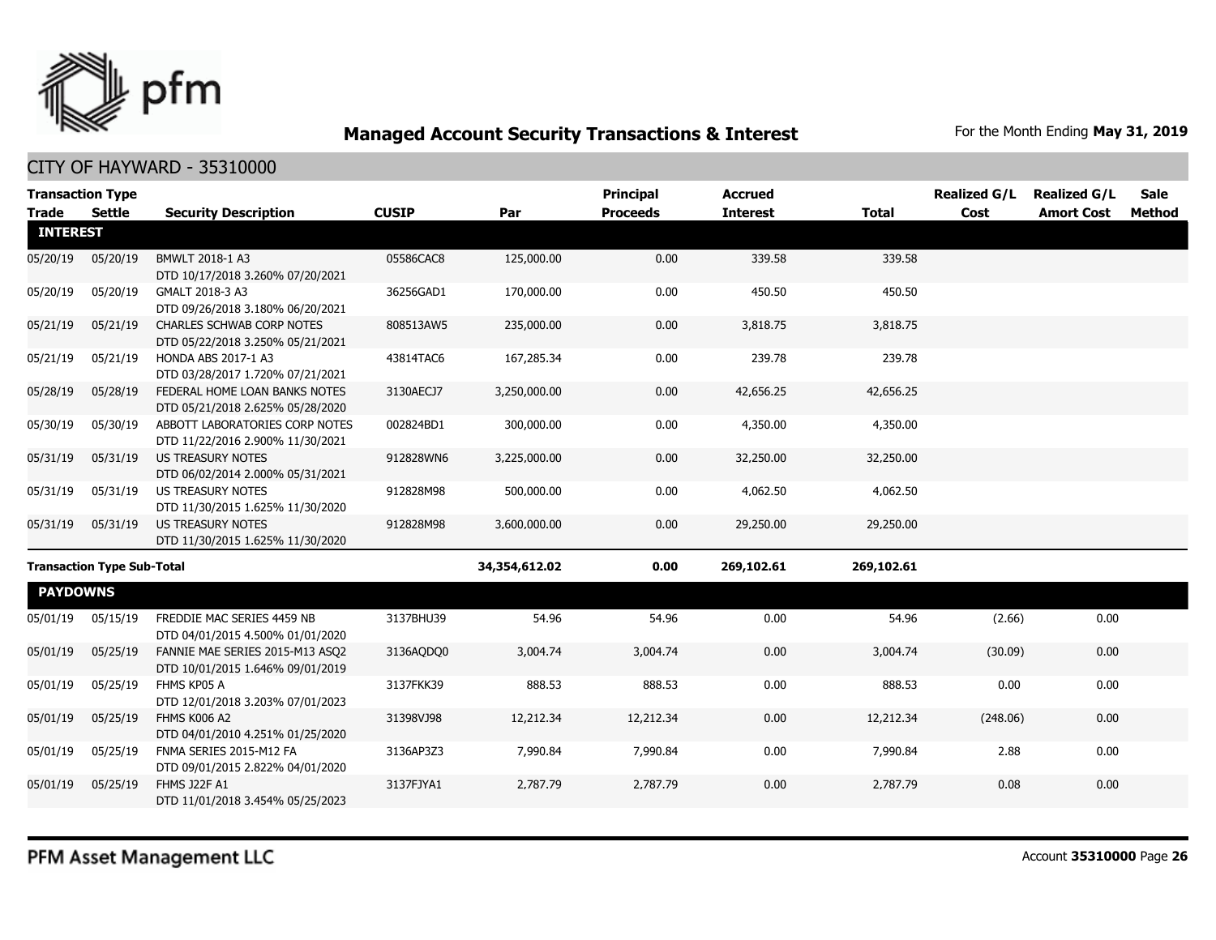# Managed Account Security Transactions & Interest

For the Month Ending **May 31, 2019**

## CITY OF HAYWARD - 35310000

| Transaction Type Trade | Settle | Security Description | CUSIP | Par | Principal Proceeds | Accrued Interest | Total | Realized G/L Cost | Realized G/L Amort Cost | Sale Method |
|---|---|---|---|---|---|---|---|---|---|---|
| **INTEREST** | | | | | | | | | | |
| 05/20/19 | 05/20/19 | BMWLT 2018-1 A3 DTD 10/17/2018 3.260% 07/20/2021 | 05586CAC8 | 125,000.00 | 0.00 | 339.58 | 339.58 | | | |
| 05/20/19 | 05/20/19 | GMALT 2018-3 A3 DTD 09/26/2018 3.180% 06/20/2021 | 36256GAD1 | 170,000.00 | 0.00 | 450.50 | 450.50 | | | |
| 05/21/19 | 05/21/19 | CHARLES SCHWAB CORP NOTES DTD 05/22/2018 3.250% 05/21/2021 | 808513AW5 | 235,000.00 | 0.00 | 3,818.75 | 3,818.75 | | | |
| 05/21/19 | 05/21/19 | HONDA ABS 2017-1 A3 DTD 03/28/2017 1.720% 07/21/2021 | 43814TAC6 | 167,285.34 | 0.00 | 239.78 | 239.78 | | | |
| 05/28/19 | 05/28/19 | FEDERAL HOME LOAN BANKS NOTES DTD 05/21/2018 2.625% 05/28/2020 | 3130AECJ7 | 3,250,000.00 | 0.00 | 42,656.25 | 42,656.25 | | | |
| 05/30/19 | 05/30/19 | ABBOTT LABORATORIES CORP NOTES DTD 11/22/2016 2.900% 11/30/2021 | 002824BD1 | 300,000.00 | 0.00 | 4,350.00 | 4,350.00 | | | |
| 05/31/19 | 05/31/19 | US TREASURY NOTES DTD 06/02/2014 2.000% 05/31/2021 | 912828WN6 | 3,225,000.00 | 0.00 | 32,250.00 | 32,250.00 | | | |
| 05/31/19 | 05/31/19 | US TREASURY NOTES DTD 11/30/2015 1.625% 11/30/2020 | 912828M98 | 500,000.00 | 0.00 | 4,062.50 | 4,062.50 | | | |
| 05/31/19 | 05/31/19 | US TREASURY NOTES DTD 11/30/2015 1.625% 11/30/2020 | 912828M98 | 3,600,000.00 | 0.00 | 29,250.00 | 29,250.00 | | | |
| **Transaction Type Sub-Total** | | | | **34,354,612.02** | **0.00** | **269,102.61** | **269,102.61** | | | |
| **PAYDOWNS** | | | | | | | | | | |
| 05/01/19 | 05/15/19 | FREDDIE MAC SERIES 4459 NB DTD 04/01/2015 4.500% 01/01/2020 | 3137BHU39 | 54.96 | 54.96 | 0.00 | 54.96 | (2.66) | 0.00 | |
| 05/01/19 | 05/25/19 | FANNIE MAE SERIES 2015-M13 ASQ2 DTD 10/01/2015 1.646% 09/01/2019 | 3136AQDQ0 | 3,004.74 | 3,004.74 | 0.00 | 3,004.74 | (30.09) | 0.00 | |
| 05/01/19 | 05/25/19 | FHMS KP05 A DTD 12/01/2018 3.203% 07/01/2023 | 3137FKK39 | 888.53 | 888.53 | 0.00 | 888.53 | 0.00 | 0.00 | |
| 05/01/19 | 05/25/19 | FHMS K006 A2 DTD 04/01/2010 4.251% 01/25/2020 | 31398VJ98 | 12,212.34 | 12,212.34 | 0.00 | 12,212.34 | (248.06) | 0.00 | |
| 05/01/19 | 05/25/19 | FNMA SERIES 2015-M12 FA DTD 09/01/2015 2.822% 04/01/2020 | 3136AP3Z3 | 7,990.84 | 7,990.84 | 0.00 | 7,990.84 | 2.88 | 0.00 | |
| 05/01/19 | 05/25/19 | FHMS J22F A1 DTD 11/01/2018 3.454% 05/25/2023 | 3137FJYA1 | 2,787.79 | 2,787.79 | 0.00 | 2,787.79 | 0.08 | 0.00 | |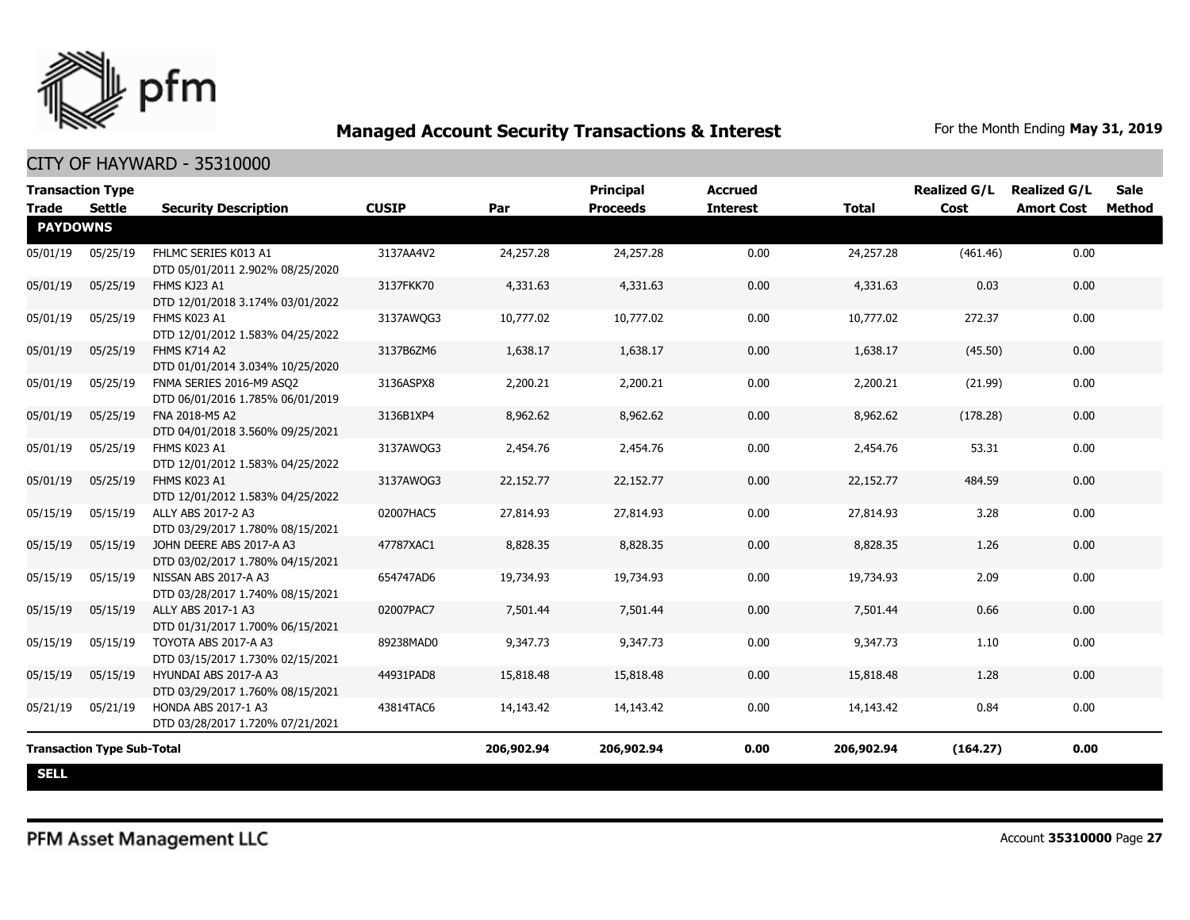# Managed Account Security Transactions & Interest

For the Month Ending **May 31, 2019**

## CITY OF HAYWARD - 35310000

| Transaction Type Trade | Settle | Security Description | CUSIP | Par | Principal Proceeds | Accrued Interest | Total | Realized G/L Cost | Realized G/L Amort Cost | Sale Method |
|---|---|---|---|---|---|---|---|---|---|---|
| **PAYDOWNS** | | | | | | | | | | |
| 05/01/19 | 05/25/19 | FHLMC SERIES K013 A1 DTD 05/01/2011 2.902% 08/25/2020 | 3137AA4V2 | 24,257.28 | 24,257.28 | 0.00 | 24,257.28 | (461.46) | 0.00 | |
| 05/01/19 | 05/25/19 | FHMS KJ23 A1 DTD 12/01/2018 3.174% 03/01/2022 | 3137FKK70 | 4,331.63 | 4,331.63 | 0.00 | 4,331.63 | 0.03 | 0.00 | |
| 05/01/19 | 05/25/19 | FHMS K023 A1 DTD 12/01/2012 1.583% 04/25/2022 | 3137AWQG3 | 10,777.02 | 10,777.02 | 0.00 | 10,777.02 | 272.37 | 0.00 | |
| 05/01/19 | 05/25/19 | FHMS K714 A2 DTD 01/01/2014 3.034% 10/25/2020 | 3137B6ZM6 | 1,638.17 | 1,638.17 | 0.00 | 1,638.17 | (45.50) | 0.00 | |
| 05/01/19 | 05/25/19 | FNMA SERIES 2016-M9 ASQ2 DTD 06/01/2016 1.785% 06/01/2019 | 3136ASPX8 | 2,200.21 | 2,200.21 | 0.00 | 2,200.21 | (21.99) | 0.00 | |
| 05/01/19 | 05/25/19 | FNA 2018-M5 A2 DTD 04/01/2018 3.560% 09/25/2021 | 3136B1XP4 | 8,962.62 | 8,962.62 | 0.00 | 8,962.62 | (178.28) | 0.00 | |
| 05/01/19 | 05/25/19 | FHMS K023 A1 DTD 12/01/2012 1.583% 04/25/2022 | 3137AWQG3 | 2,454.76 | 2,454.76 | 0.00 | 2,454.76 | 53.31 | 0.00 | |
| 05/01/19 | 05/25/19 | FHMS K023 A1 DTD 12/01/2012 1.583% 04/25/2022 | 3137AWQG3 | 22,152.77 | 22,152.77 | 0.00 | 22,152.77 | 484.59 | 0.00 | |
| 05/15/19 | 05/15/19 | ALLY ABS 2017-2 A3 DTD 03/29/2017 1.780% 08/15/2021 | 02007HAC5 | 27,814.93 | 27,814.93 | 0.00 | 27,814.93 | 3.28 | 0.00 | |
| 05/15/19 | 05/15/19 | JOHN DEERE ABS 2017-A A3 DTD 03/02/2017 1.780% 04/15/2021 | 47787XAC1 | 8,828.35 | 8,828.35 | 0.00 | 8,828.35 | 1.26 | 0.00 | |
| 05/15/19 | 05/15/19 | NISSAN ABS 2017-A A3 DTD 03/28/2017 1.740% 08/15/2021 | 654747AD6 | 19,734.93 | 19,734.93 | 0.00 | 19,734.93 | 2.09 | 0.00 | |
| 05/15/19 | 05/15/19 | ALLY ABS 2017-1 A3 DTD 01/31/2017 1.700% 06/15/2021 | 02007PAC7 | 7,501.44 | 7,501.44 | 0.00 | 7,501.44 | 0.66 | 0.00 | |
| 05/15/19 | 05/15/19 | TOYOTA ABS 2017-A A3 DTD 03/15/2017 1.730% 02/15/2021 | 89238MAD0 | 9,347.73 | 9,347.73 | 0.00 | 9,347.73 | 1.10 | 0.00 | |
| 05/15/19 | 05/15/19 | HYUNDAI ABS 2017-A A3 DTD 03/29/2017 1.760% 08/15/2021 | 44931PAD8 | 15,818.48 | 15,818.48 | 0.00 | 15,818.48 | 1.28 | 0.00 | |
| 05/21/19 | 05/21/19 | HONDA ABS 2017-1 A3 DTD 03/28/2017 1.720% 07/21/2021 | 43814TAC6 | 14,143.42 | 14,143.42 | 0.00 | 14,143.42 | 0.84 | 0.00 | |
| **Transaction Type Sub-Total** | | | | **206,902.94** | **206,902.94** | **0.00** | **206,902.94** | **(164.27)** | **0.00** | |
| **SELL** | | | | | | | | | | |

PFM Asset Management LLC

Account **35310000** Page **27**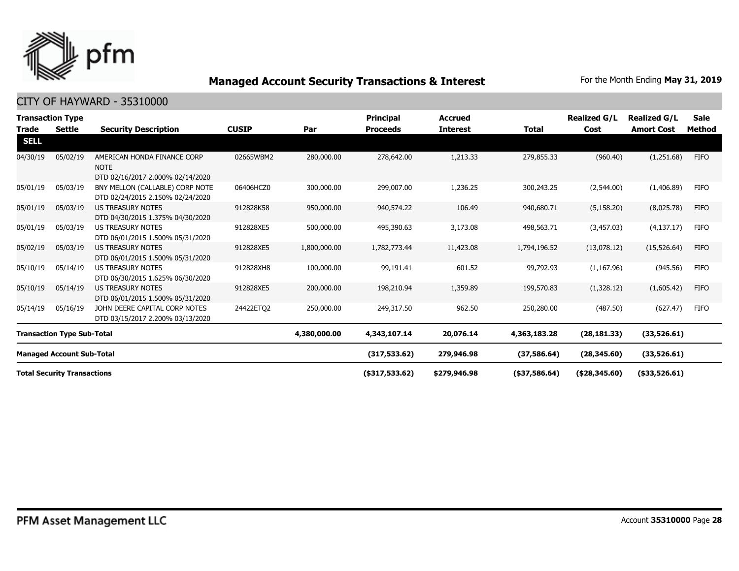# Managed Account Security Transactions & Interest

For the Month Ending **May 31, 2019**

## CITY OF HAYWARD - 35310000

| Transaction Type Trade | Settle | Security Description | CUSIP | Par | Principal Proceeds | Accrued Interest | Total | Realized G/L Cost | Realized G/L Amort Cost | Sale Method |
|---|---|---|---|---|---|---|---|---|---|---|
| **SELL** | | | | | | | | | | |
| 04/30/19 | 05/02/19 | AMERICAN HONDA FINANCE CORP NOTE DTD 02/16/2017 2.000% 02/14/2020 | 02665WBM2 | 280,000.00 | 278,642.00 | 1,213.33 | 279,855.33 | (960.40) | (1,251.68) | FIFO |
| 05/01/19 | 05/03/19 | BNY MELLON (CALLABLE) CORP NOTE DTD 02/24/2015 2.150% 02/24/2020 | 06406HCZ0 | 300,000.00 | 299,007.00 | 1,236.25 | 300,243.25 | (2,544.00) | (1,406.89) | FIFO |
| 05/01/19 | 05/03/19 | US TREASURY NOTES DTD 04/30/2015 1.375% 04/30/2020 | 912828K58 | 950,000.00 | 940,574.22 | 106.49 | 940,680.71 | (5,158.20) | (8,025.78) | FIFO |
| 05/01/19 | 05/03/19 | US TREASURY NOTES DTD 06/01/2015 1.500% 05/31/2020 | 912828XE5 | 500,000.00 | 495,390.63 | 3,173.08 | 498,563.71 | (3,457.03) | (4,137.17) | FIFO |
| 05/02/19 | 05/03/19 | US TREASURY NOTES DTD 06/01/2015 1.500% 05/31/2020 | 912828XE5 | 1,800,000.00 | 1,782,773.44 | 11,423.08 | 1,794,196.52 | (13,078.12) | (15,526.64) | FIFO |
| 05/10/19 | 05/14/19 | US TREASURY NOTES DTD 06/30/2015 1.625% 06/30/2020 | 912828XH8 | 100,000.00 | 99,191.41 | 601.52 | 99,792.93 | (1,167.96) | (945.56) | FIFO |
| 05/10/19 | 05/14/19 | US TREASURY NOTES DTD 06/01/2015 1.500% 05/31/2020 | 912828XE5 | 200,000.00 | 198,210.94 | 1,359.89 | 199,570.83 | (1,328.12) | (1,605.42) | FIFO |
| 05/14/19 | 05/16/19 | JOHN DEERE CAPITAL CORP NOTES DTD 03/15/2017 2.200% 03/13/2020 | 24422ETQ2 | 250,000.00 | 249,317.50 | 962.50 | 250,280.00 | (487.50) | (627.47) | FIFO |
| **Transaction Type Sub-Total** | | | | **4,380,000.00** | **4,343,107.14** | **20,076.14** | **4,363,183.28** | **(28,181.33)** | **(33,526.61)** | |
| **Managed Account Sub-Total** | | | | | **(317,533.62)** | **279,946.98** | **(37,586.64)** | **(28,345.60)** | **(33,526.61)** | |
| **Total Security Transactions** | | | | | **($317,533.62)** | **$279,946.98** | **($37,586.64)** | **($28,345.60)** | **($33,526.61)** | |